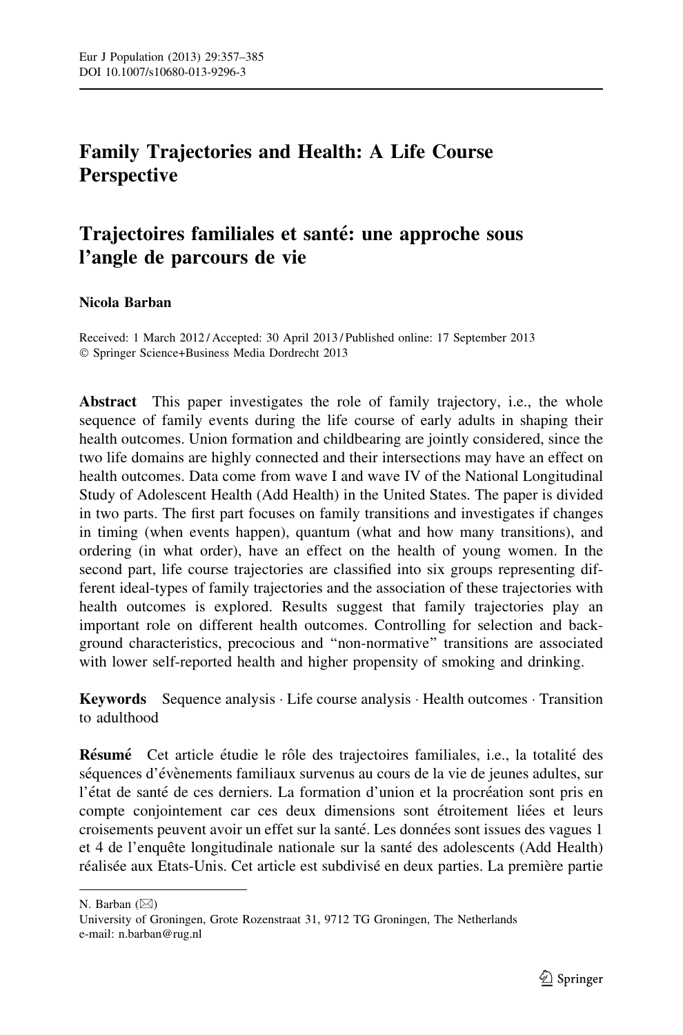# Family Trajectories and Health: A Life Course Perspective

# Trajectoires familiales et santé: une approche sous l'angle de parcours de vie

**Nicola Barban**

Received: 1 March 2012 / Accepted: 30 April 2013 / Published online: 17 September 2013
© Springer Science+Business Media Dordrecht 2013

**Abstract** This paper investigates the role of family trajectory, i.e., the whole sequence of family events during the life course of early adults in shaping their health outcomes. Union formation and childbearing are jointly considered, since the two life domains are highly connected and their intersections may have an effect on health outcomes. Data come from wave I and wave IV of the National Longitudinal Study of Adolescent Health (Add Health) in the United States. The paper is divided in two parts. The first part focuses on family transitions and investigates if changes in timing (when events happen), quantum (what and how many transitions), and ordering (in what order), have an effect on the health of young women. In the second part, life course trajectories are classified into six groups representing different ideal-types of family trajectories and the association of these trajectories with health outcomes is explored. Results suggest that family trajectories play an important role on different health outcomes. Controlling for selection and background characteristics, precocious and "non-normative" transitions are associated with lower self-reported health and higher propensity of smoking and drinking.

**Keywords** Sequence analysis · Life course analysis · Health outcomes · Transition to adulthood

**Résumé** Cet article étudie le rôle des trajectoires familiales, i.e., la totalité des séquences d'évènements familiaux survenus au cours de la vie de jeunes adultes, sur l'état de santé de ces derniers. La formation d'union et la procréation sont pris en compte conjointement car ces deux dimensions sont étroitement liées et leurs croisements peuvent avoir un effet sur la santé. Les données sont issues des vagues 1 et 4 de l'enquête longitudinale nationale sur la santé des adolescents (Add Health) réalisée aux Etats-Unis. Cet article est subdivisé en deux parties. La première partie

---

N. Barban (✉)
University of Groningen, Grote Rozenstraat 31, 9712 TG Groningen, The Netherlands
e-mail: n.barban@rug.nl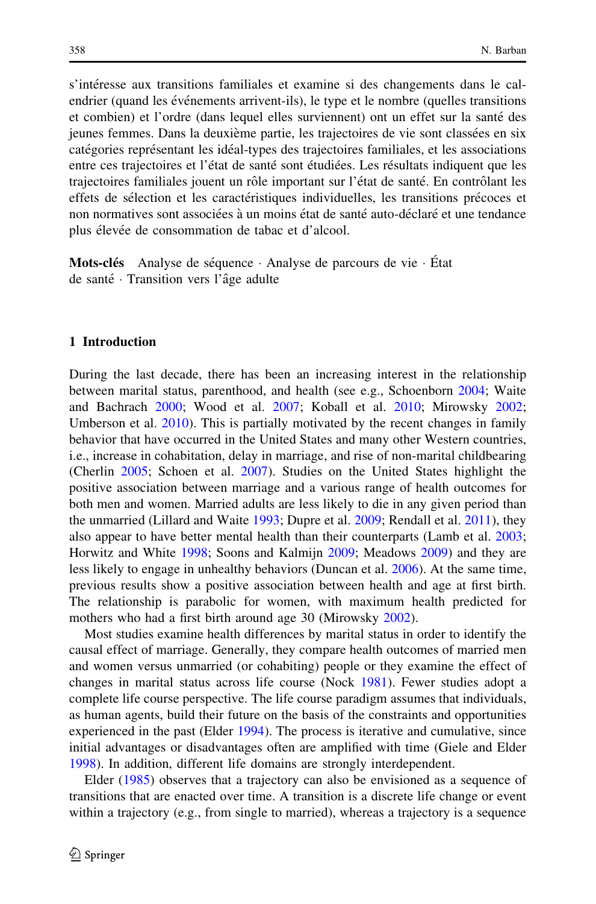s'intéresse aux transitions familiales et examine si des changements dans le calendrier (quand les événements arrivent-ils), le type et le nombre (quelles transitions et combien) et l'ordre (dans lequel elles surviennent) ont un effet sur la santé des jeunes femmes. Dans la deuxième partie, les trajectoires de vie sont classées en six catégories représentant les idéal-types des trajectoires familiales, et les associations entre ces trajectoires et l'état de santé sont étudiées. Les résultats indiquent que les trajectoires familiales jouent un rôle important sur l'état de santé. En contrôlant les effets de sélection et les caractéristiques individuelles, les transitions précoces et non normatives sont associées à un moins état de santé auto-déclaré et une tendance plus élevée de consommation de tabac et d'alcool.

**Mots-clés** Analyse de séquence · Analyse de parcours de vie · État de santé · Transition vers l'âge adulte

## 1 Introduction

During the last decade, there has been an increasing interest in the relationship between marital status, parenthood, and health (see e.g., Schoenborn 2004; Waite and Bachrach 2000; Wood et al. 2007; Koball et al. 2010; Mirowsky 2002; Umberson et al. 2010). This is partially motivated by the recent changes in family behavior that have occurred in the United States and many other Western countries, i.e., increase in cohabitation, delay in marriage, and rise of non-marital childbearing (Cherlin 2005; Schoen et al. 2007). Studies on the United States highlight the positive association between marriage and a various range of health outcomes for both men and women. Married adults are less likely to die in any given period than the unmarried (Lillard and Waite 1993; Dupre et al. 2009; Rendall et al. 2011), they also appear to have better mental health than their counterparts (Lamb et al. 2003; Horwitz and White 1998; Soons and Kalmijn 2009; Meadows 2009) and they are less likely to engage in unhealthy behaviors (Duncan et al. 2006). At the same time, previous results show a positive association between health and age at first birth. The relationship is parabolic for women, with maximum health predicted for mothers who had a first birth around age 30 (Mirowsky 2002).

Most studies examine health differences by marital status in order to identify the causal effect of marriage. Generally, they compare health outcomes of married men and women versus unmarried (or cohabiting) people or they examine the effect of changes in marital status across life course (Nock 1981). Fewer studies adopt a complete life course perspective. The life course paradigm assumes that individuals, as human agents, build their future on the basis of the constraints and opportunities experienced in the past (Elder 1994). The process is iterative and cumulative, since initial advantages or disadvantages often are amplified with time (Giele and Elder 1998). In addition, different life domains are strongly interdependent.

Elder (1985) observes that a trajectory can also be envisioned as a sequence of transitions that are enacted over time. A transition is a discrete life change or event within a trajectory (e.g., from single to married), whereas a trajectory is a sequence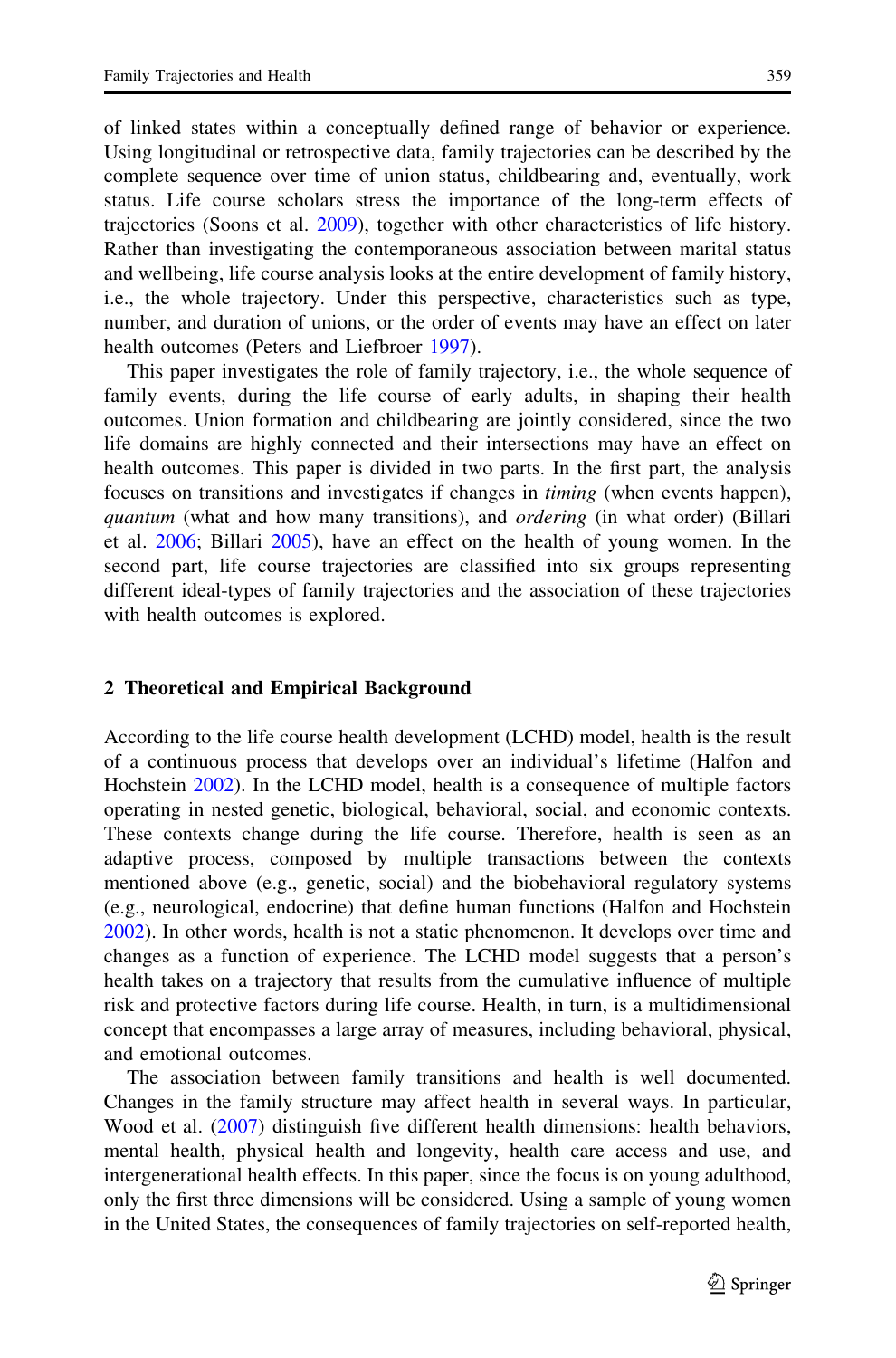of linked states within a conceptually defined range of behavior or experience. Using longitudinal or retrospective data, family trajectories can be described by the complete sequence over time of union status, childbearing and, eventually, work status. Life course scholars stress the importance of the long-term effects of trajectories (Soons et al. 2009), together with other characteristics of life history. Rather than investigating the contemporaneous association between marital status and wellbeing, life course analysis looks at the entire development of family history, i.e., the whole trajectory. Under this perspective, characteristics such as type, number, and duration of unions, or the order of events may have an effect on later health outcomes (Peters and Liefbroer 1997).

This paper investigates the role of family trajectory, i.e., the whole sequence of family events, during the life course of early adults, in shaping their health outcomes. Union formation and childbearing are jointly considered, since the two life domains are highly connected and their intersections may have an effect on health outcomes. This paper is divided in two parts. In the first part, the analysis focuses on transitions and investigates if changes in *timing* (when events happen), *quantum* (what and how many transitions), and *ordering* (in what order) (Billari et al. 2006; Billari 2005), have an effect on the health of young women. In the second part, life course trajectories are classified into six groups representing different ideal-types of family trajectories and the association of these trajectories with health outcomes is explored.

## 2 Theoretical and Empirical Background

According to the life course health development (LCHD) model, health is the result of a continuous process that develops over an individual's lifetime (Halfon and Hochstein 2002). In the LCHD model, health is a consequence of multiple factors operating in nested genetic, biological, behavioral, social, and economic contexts. These contexts change during the life course. Therefore, health is seen as an adaptive process, composed by multiple transactions between the contexts mentioned above (e.g., genetic, social) and the biobehavioral regulatory systems (e.g., neurological, endocrine) that define human functions (Halfon and Hochstein 2002). In other words, health is not a static phenomenon. It develops over time and changes as a function of experience. The LCHD model suggests that a person's health takes on a trajectory that results from the cumulative influence of multiple risk and protective factors during life course. Health, in turn, is a multidimensional concept that encompasses a large array of measures, including behavioral, physical, and emotional outcomes.

The association between family transitions and health is well documented. Changes in the family structure may affect health in several ways. In particular, Wood et al. (2007) distinguish five different health dimensions: health behaviors, mental health, physical health and longevity, health care access and use, and intergenerational health effects. In this paper, since the focus is on young adulthood, only the first three dimensions will be considered. Using a sample of young women in the United States, the consequences of family trajectories on self-reported health,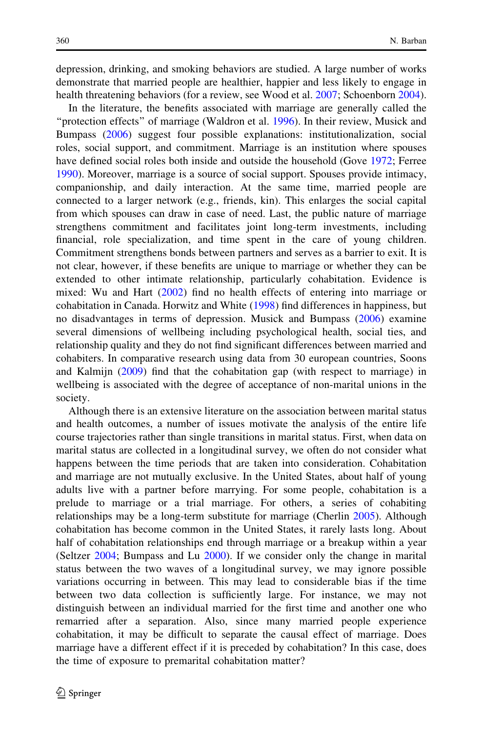depression, drinking, and smoking behaviors are studied. A large number of works demonstrate that married people are healthier, happier and less likely to engage in health threatening behaviors (for a review, see Wood et al. 2007; Schoenborn 2004).

In the literature, the benefits associated with marriage are generally called the "protection effects" of marriage (Waldron et al. 1996). In their review, Musick and Bumpass (2006) suggest four possible explanations: institutionalization, social roles, social support, and commitment. Marriage is an institution where spouses have defined social roles both inside and outside the household (Gove 1972; Ferree 1990). Moreover, marriage is a source of social support. Spouses provide intimacy, companionship, and daily interaction. At the same time, married people are connected to a larger network (e.g., friends, kin). This enlarges the social capital from which spouses can draw in case of need. Last, the public nature of marriage strengthens commitment and facilitates joint long-term investments, including financial, role specialization, and time spent in the care of young children. Commitment strengthens bonds between partners and serves as a barrier to exit. It is not clear, however, if these benefits are unique to marriage or whether they can be extended to other intimate relationship, particularly cohabitation. Evidence is mixed: Wu and Hart (2002) find no health effects of entering into marriage or cohabitation in Canada. Horwitz and White (1998) find differences in happiness, but no disadvantages in terms of depression. Musick and Bumpass (2006) examine several dimensions of wellbeing including psychological health, social ties, and relationship quality and they do not find significant differences between married and cohabiters. In comparative research using data from 30 european countries, Soons and Kalmijn (2009) find that the cohabitation gap (with respect to marriage) in wellbeing is associated with the degree of acceptance of non-marital unions in the society.

Although there is an extensive literature on the association between marital status and health outcomes, a number of issues motivate the analysis of the entire life course trajectories rather than single transitions in marital status. First, when data on marital status are collected in a longitudinal survey, we often do not consider what happens between the time periods that are taken into consideration. Cohabitation and marriage are not mutually exclusive. In the United States, about half of young adults live with a partner before marrying. For some people, cohabitation is a prelude to marriage or a trial marriage. For others, a series of cohabiting relationships may be a long-term substitute for marriage (Cherlin 2005). Although cohabitation has become common in the United States, it rarely lasts long. About half of cohabitation relationships end through marriage or a breakup within a year (Seltzer 2004; Bumpass and Lu 2000). If we consider only the change in marital status between the two waves of a longitudinal survey, we may ignore possible variations occurring in between. This may lead to considerable bias if the time between two data collection is sufficiently large. For instance, we may not distinguish between an individual married for the first time and another one who remarried after a separation. Also, since many married people experience cohabitation, it may be difficult to separate the causal effect of marriage. Does marriage have a different effect if it is preceded by cohabitation? In this case, does the time of exposure to premarital cohabitation matter?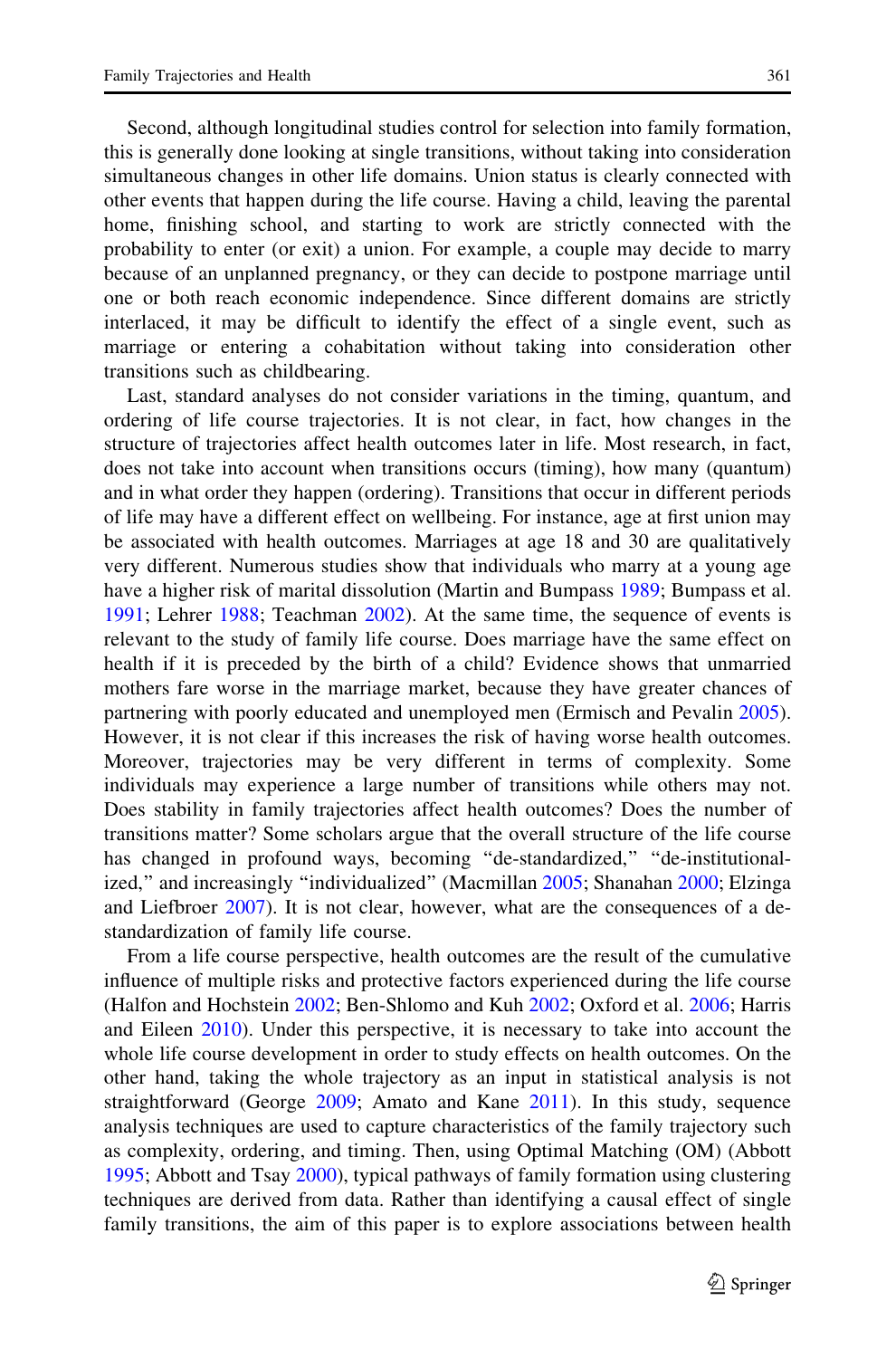Second, although longitudinal studies control for selection into family formation, this is generally done looking at single transitions, without taking into consideration simultaneous changes in other life domains. Union status is clearly connected with other events that happen during the life course. Having a child, leaving the parental home, finishing school, and starting to work are strictly connected with the probability to enter (or exit) a union. For example, a couple may decide to marry because of an unplanned pregnancy, or they can decide to postpone marriage until one or both reach economic independence. Since different domains are strictly interlaced, it may be difficult to identify the effect of a single event, such as marriage or entering a cohabitation without taking into consideration other transitions such as childbearing.

Last, standard analyses do not consider variations in the timing, quantum, and ordering of life course trajectories. It is not clear, in fact, how changes in the structure of trajectories affect health outcomes later in life. Most research, in fact, does not take into account when transitions occurs (timing), how many (quantum) and in what order they happen (ordering). Transitions that occur in different periods of life may have a different effect on wellbeing. For instance, age at first union may be associated with health outcomes. Marriages at age 18 and 30 are qualitatively very different. Numerous studies show that individuals who marry at a young age have a higher risk of marital dissolution (Martin and Bumpass 1989; Bumpass et al. 1991; Lehrer 1988; Teachman 2002). At the same time, the sequence of events is relevant to the study of family life course. Does marriage have the same effect on health if it is preceded by the birth of a child? Evidence shows that unmarried mothers fare worse in the marriage market, because they have greater chances of partnering with poorly educated and unemployed men (Ermisch and Pevalin 2005). However, it is not clear if this increases the risk of having worse health outcomes. Moreover, trajectories may be very different in terms of complexity. Some individuals may experience a large number of transitions while others may not. Does stability in family trajectories affect health outcomes? Does the number of transitions matter? Some scholars argue that the overall structure of the life course has changed in profound ways, becoming "de-standardized," "de-institutionalized," and increasingly "individualized" (Macmillan 2005; Shanahan 2000; Elzinga and Liefbroer 2007). It is not clear, however, what are the consequences of a de-standardization of family life course.

From a life course perspective, health outcomes are the result of the cumulative influence of multiple risks and protective factors experienced during the life course (Halfon and Hochstein 2002; Ben-Shlomo and Kuh 2002; Oxford et al. 2006; Harris and Eileen 2010). Under this perspective, it is necessary to take into account the whole life course development in order to study effects on health outcomes. On the other hand, taking the whole trajectory as an input in statistical analysis is not straightforward (George 2009; Amato and Kane 2011). In this study, sequence analysis techniques are used to capture characteristics of the family trajectory such as complexity, ordering, and timing. Then, using Optimal Matching (OM) (Abbott 1995; Abbott and Tsay 2000), typical pathways of family formation using clustering techniques are derived from data. Rather than identifying a causal effect of single family transitions, the aim of this paper is to explore associations between health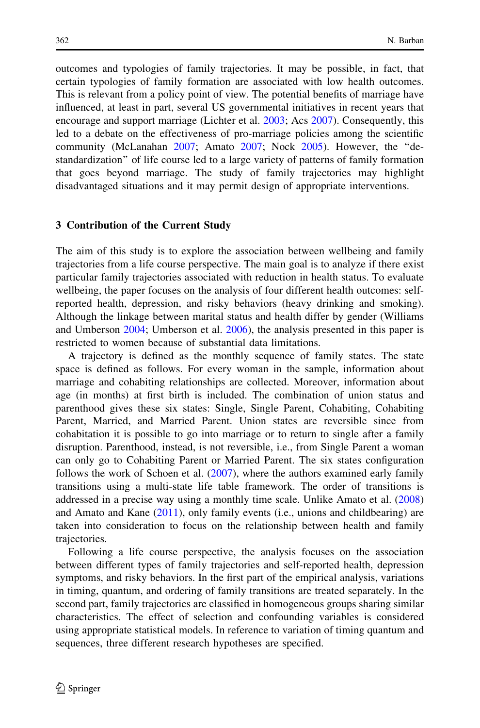outcomes and typologies of family trajectories. It may be possible, in fact, that certain typologies of family formation are associated with low health outcomes. This is relevant from a policy point of view. The potential benefits of marriage have influenced, at least in part, several US governmental initiatives in recent years that encourage and support marriage (Lichter et al. 2003; Acs 2007). Consequently, this led to a debate on the effectiveness of pro-marriage policies among the scientific community (McLanahan 2007; Amato 2007; Nock 2005). However, the "de-standardization" of life course led to a large variety of patterns of family formation that goes beyond marriage. The study of family trajectories may highlight disadvantaged situations and it may permit design of appropriate interventions.

## 3 Contribution of the Current Study

The aim of this study is to explore the association between wellbeing and family trajectories from a life course perspective. The main goal is to analyze if there exist particular family trajectories associated with reduction in health status. To evaluate wellbeing, the paper focuses on the analysis of four different health outcomes: self-reported health, depression, and risky behaviors (heavy drinking and smoking). Although the linkage between marital status and health differ by gender (Williams and Umberson 2004; Umberson et al. 2006), the analysis presented in this paper is restricted to women because of substantial data limitations.

A trajectory is defined as the monthly sequence of family states. The state space is defined as follows. For every woman in the sample, information about marriage and cohabiting relationships are collected. Moreover, information about age (in months) at first birth is included. The combination of union status and parenthood gives these six states: Single, Single Parent, Cohabiting, Cohabiting Parent, Married, and Married Parent. Union states are reversible since from cohabitation it is possible to go into marriage or to return to single after a family disruption. Parenthood, instead, is not reversible, i.e., from Single Parent a woman can only go to Cohabiting Parent or Married Parent. The six states configuration follows the work of Schoen et al. (2007), where the authors examined early family transitions using a multi-state life table framework. The order of transitions is addressed in a precise way using a monthly time scale. Unlike Amato et al. (2008) and Amato and Kane (2011), only family events (i.e., unions and childbearing) are taken into consideration to focus on the relationship between health and family trajectories.

Following a life course perspective, the analysis focuses on the association between different types of family trajectories and self-reported health, depression symptoms, and risky behaviors. In the first part of the empirical analysis, variations in timing, quantum, and ordering of family transitions are treated separately. In the second part, family trajectories are classified in homogeneous groups sharing similar characteristics. The effect of selection and confounding variables is considered using appropriate statistical models. In reference to variation of timing quantum and sequences, three different research hypotheses are specified.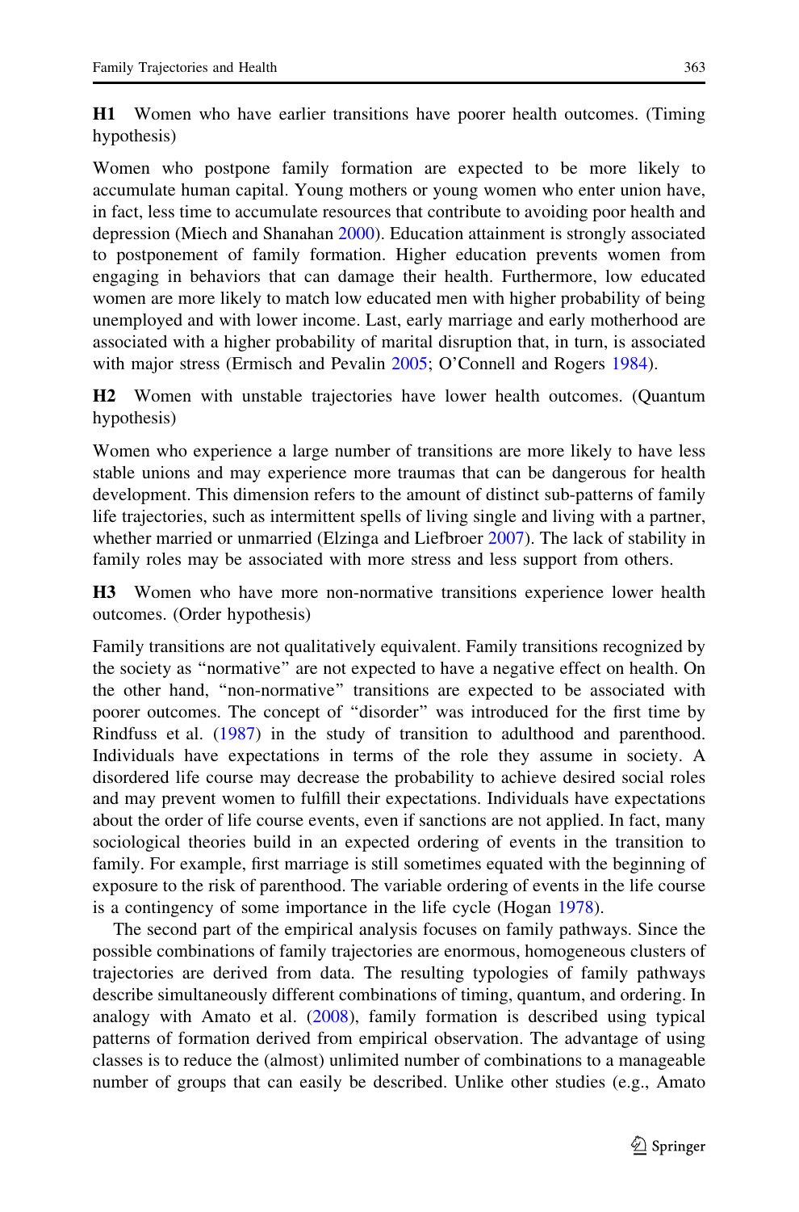**H1** Women who have earlier transitions have poorer health outcomes. (Timing hypothesis)

Women who postpone family formation are expected to be more likely to accumulate human capital. Young mothers or young women who enter union have, in fact, less time to accumulate resources that contribute to avoiding poor health and depression (Miech and Shanahan 2000). Education attainment is strongly associated to postponement of family formation. Higher education prevents women from engaging in behaviors that can damage their health. Furthermore, low educated women are more likely to match low educated men with higher probability of being unemployed and with lower income. Last, early marriage and early motherhood are associated with a higher probability of marital disruption that, in turn, is associated with major stress (Ermisch and Pevalin 2005; O'Connell and Rogers 1984).

**H2** Women with unstable trajectories have lower health outcomes. (Quantum hypothesis)

Women who experience a large number of transitions are more likely to have less stable unions and may experience more traumas that can be dangerous for health development. This dimension refers to the amount of distinct sub-patterns of family life trajectories, such as intermittent spells of living single and living with a partner, whether married or unmarried (Elzinga and Liefbroer 2007). The lack of stability in family roles may be associated with more stress and less support from others.

**H3** Women who have more non-normative transitions experience lower health outcomes. (Order hypothesis)

Family transitions are not qualitatively equivalent. Family transitions recognized by the society as "normative" are not expected to have a negative effect on health. On the other hand, "non-normative" transitions are expected to be associated with poorer outcomes. The concept of "disorder" was introduced for the first time by Rindfuss et al. (1987) in the study of transition to adulthood and parenthood. Individuals have expectations in terms of the role they assume in society. A disordered life course may decrease the probability to achieve desired social roles and may prevent women to fulfill their expectations. Individuals have expectations about the order of life course events, even if sanctions are not applied. In fact, many sociological theories build in an expected ordering of events in the transition to family. For example, first marriage is still sometimes equated with the beginning of exposure to the risk of parenthood. The variable ordering of events in the life course is a contingency of some importance in the life cycle (Hogan 1978).

The second part of the empirical analysis focuses on family pathways. Since the possible combinations of family trajectories are enormous, homogeneous clusters of trajectories are derived from data. The resulting typologies of family pathways describe simultaneously different combinations of timing, quantum, and ordering. In analogy with Amato et al. (2008), family formation is described using typical patterns of formation derived from empirical observation. The advantage of using classes is to reduce the (almost) unlimited number of combinations to a manageable number of groups that can easily be described. Unlike other studies (e.g., Amato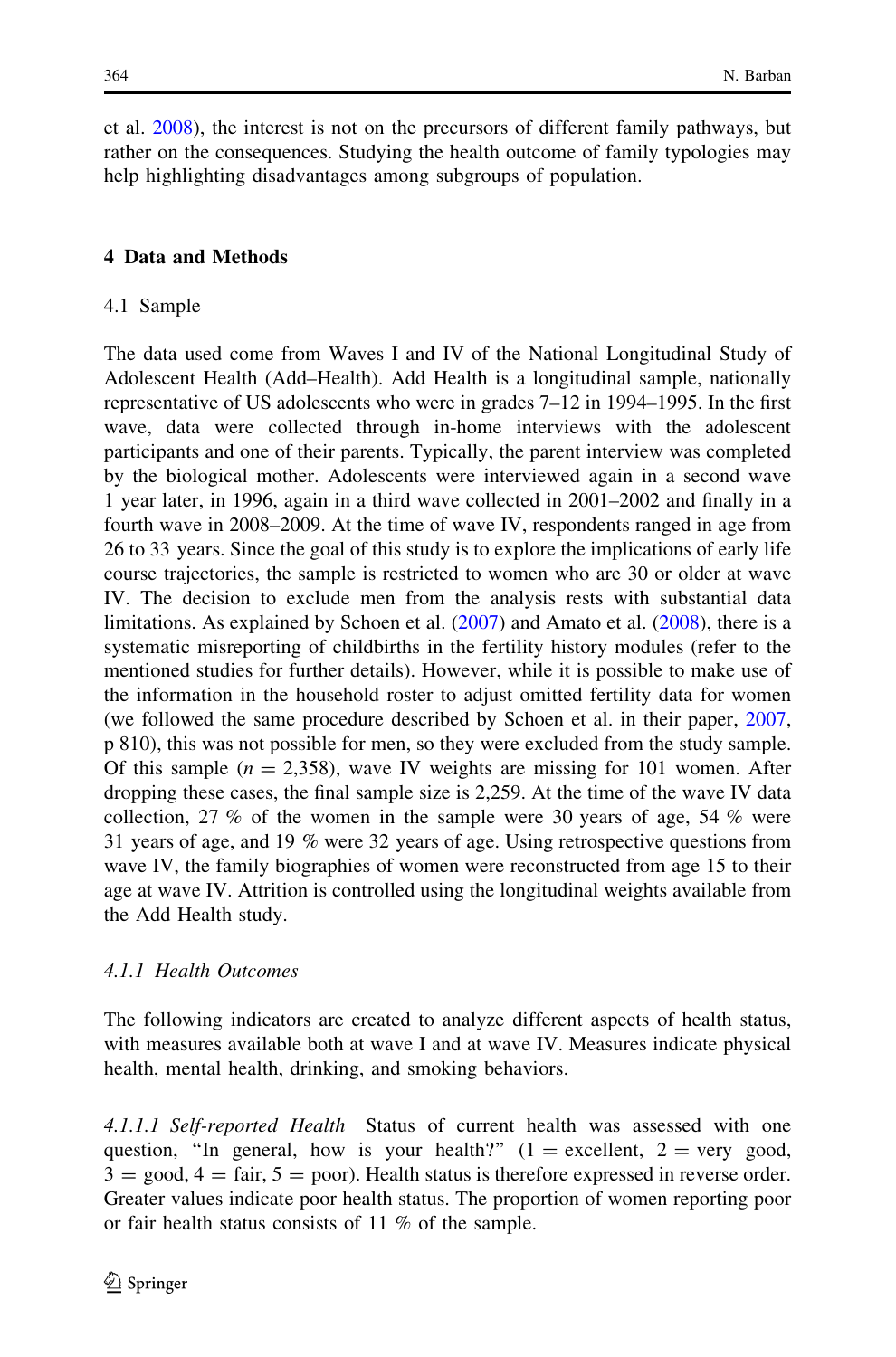et al. 2008), the interest is not on the precursors of different family pathways, but rather on the consequences. Studying the health outcome of family typologies may help highlighting disadvantages among subgroups of population.

## 4 Data and Methods

### 4.1 Sample

The data used come from Waves I and IV of the National Longitudinal Study of Adolescent Health (Add–Health). Add Health is a longitudinal sample, nationally representative of US adolescents who were in grades 7–12 in 1994–1995. In the first wave, data were collected through in-home interviews with the adolescent participants and one of their parents. Typically, the parent interview was completed by the biological mother. Adolescents were interviewed again in a second wave 1 year later, in 1996, again in a third wave collected in 2001–2002 and finally in a fourth wave in 2008–2009. At the time of wave IV, respondents ranged in age from 26 to 33 years. Since the goal of this study is to explore the implications of early life course trajectories, the sample is restricted to women who are 30 or older at wave IV. The decision to exclude men from the analysis rests with substantial data limitations. As explained by Schoen et al. (2007) and Amato et al. (2008), there is a systematic misreporting of childbirths in the fertility history modules (refer to the mentioned studies for further details). However, while it is possible to make use of the information in the household roster to adjust omitted fertility data for women (we followed the same procedure described by Schoen et al. in their paper, 2007, p 810), this was not possible for men, so they were excluded from the study sample. Of this sample ($n = 2{,}358$), wave IV weights are missing for 101 women. After dropping these cases, the final sample size is 2,259. At the time of the wave IV data collection, 27 % of the women in the sample were 30 years of age, 54 % were 31 years of age, and 19 % were 32 years of age. Using retrospective questions from wave IV, the family biographies of women were reconstructed from age 15 to their age at wave IV. Attrition is controlled using the longitudinal weights available from the Add Health study.

#### *4.1.1 Health Outcomes*

The following indicators are created to analyze different aspects of health status, with measures available both at wave I and at wave IV. Measures indicate physical health, mental health, drinking, and smoking behaviors.

*4.1.1.1 Self-reported Health* Status of current health was assessed with one question, "In general, how is your health?" (1 = excellent, 2 = very good, 3 = good, 4 = fair, 5 = poor). Health status is therefore expressed in reverse order. Greater values indicate poor health status. The proportion of women reporting poor or fair health status consists of 11 % of the sample.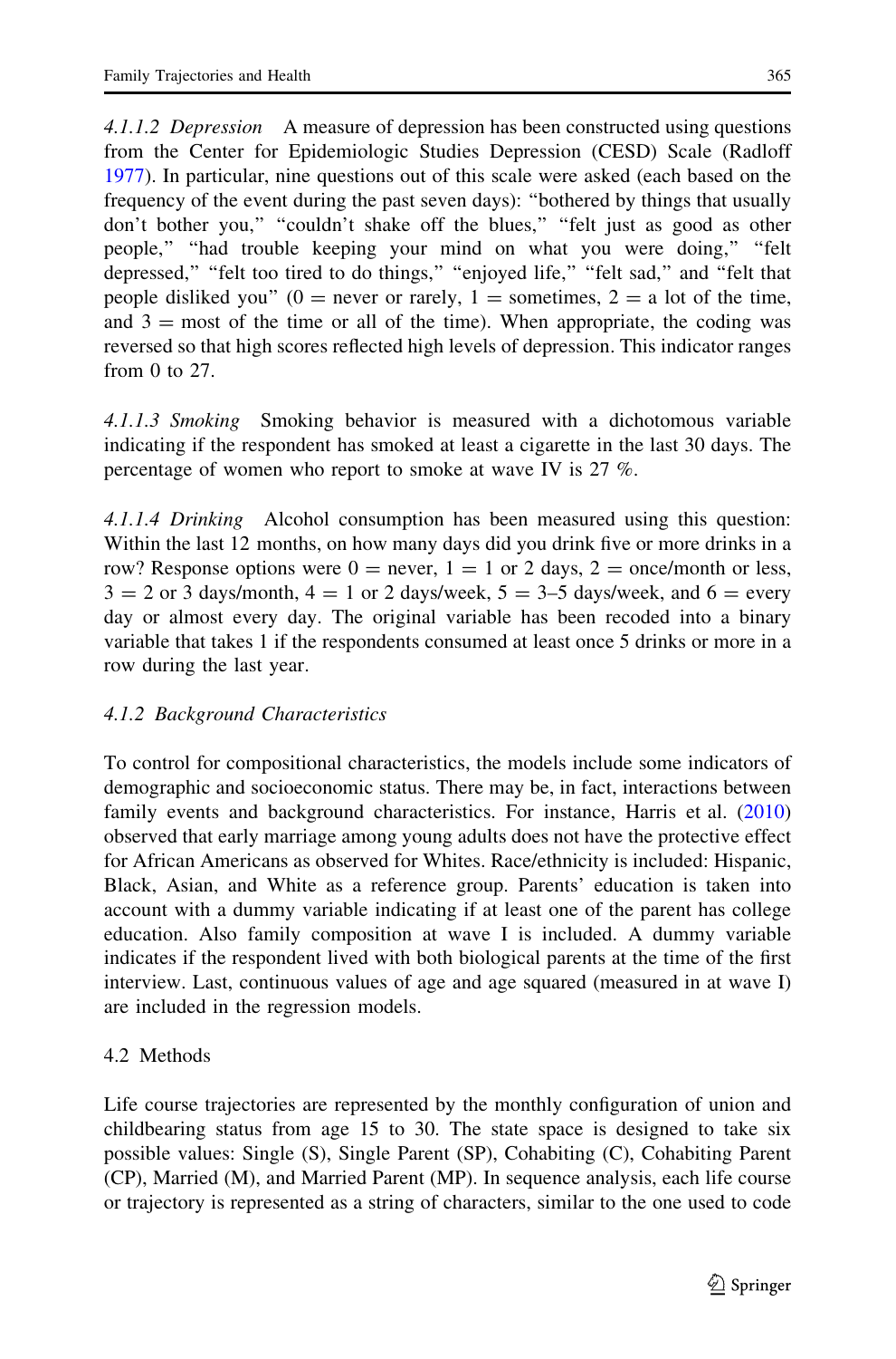*4.1.1.2 Depression* A measure of depression has been constructed using questions from the Center for Epidemiologic Studies Depression (CESD) Scale (Radloff 1977). In particular, nine questions out of this scale were asked (each based on the frequency of the event during the past seven days): "bothered by things that usually don't bother you," "couldn't shake off the blues," "felt just as good as other people," "had trouble keeping your mind on what you were doing," "felt depressed," "felt too tired to do things," "enjoyed life," "felt sad," and "felt that people disliked you" (0 = never or rarely, 1 = sometimes, 2 = a lot of the time, and 3 = most of the time or all of the time). When appropriate, the coding was reversed so that high scores reflected high levels of depression. This indicator ranges from 0 to 27.

*4.1.1.3 Smoking* Smoking behavior is measured with a dichotomous variable indicating if the respondent has smoked at least a cigarette in the last 30 days. The percentage of women who report to smoke at wave IV is 27 %.

*4.1.1.4 Drinking* Alcohol consumption has been measured using this question: Within the last 12 months, on how many days did you drink five or more drinks in a row? Response options were 0 = never, 1 = 1 or 2 days, 2 = once/month or less, 3 = 2 or 3 days/month, 4 = 1 or 2 days/week, 5 = 3–5 days/week, and 6 = every day or almost every day. The original variable has been recoded into a binary variable that takes 1 if the respondents consumed at least once 5 drinks or more in a row during the last year.

### *4.1.2 Background Characteristics*

To control for compositional characteristics, the models include some indicators of demographic and socioeconomic status. There may be, in fact, interactions between family events and background characteristics. For instance, Harris et al. (2010) observed that early marriage among young adults does not have the protective effect for African Americans as observed for Whites. Race/ethnicity is included: Hispanic, Black, Asian, and White as a reference group. Parents' education is taken into account with a dummy variable indicating if at least one of the parent has college education. Also family composition at wave I is included. A dummy variable indicates if the respondent lived with both biological parents at the time of the first interview. Last, continuous values of age and age squared (measured in at wave I) are included in the regression models.

## 4.2 Methods

Life course trajectories are represented by the monthly configuration of union and childbearing status from age 15 to 30. The state space is designed to take six possible values: Single (S), Single Parent (SP), Cohabiting (C), Cohabiting Parent (CP), Married (M), and Married Parent (MP). In sequence analysis, each life course or trajectory is represented as a string of characters, similar to the one used to code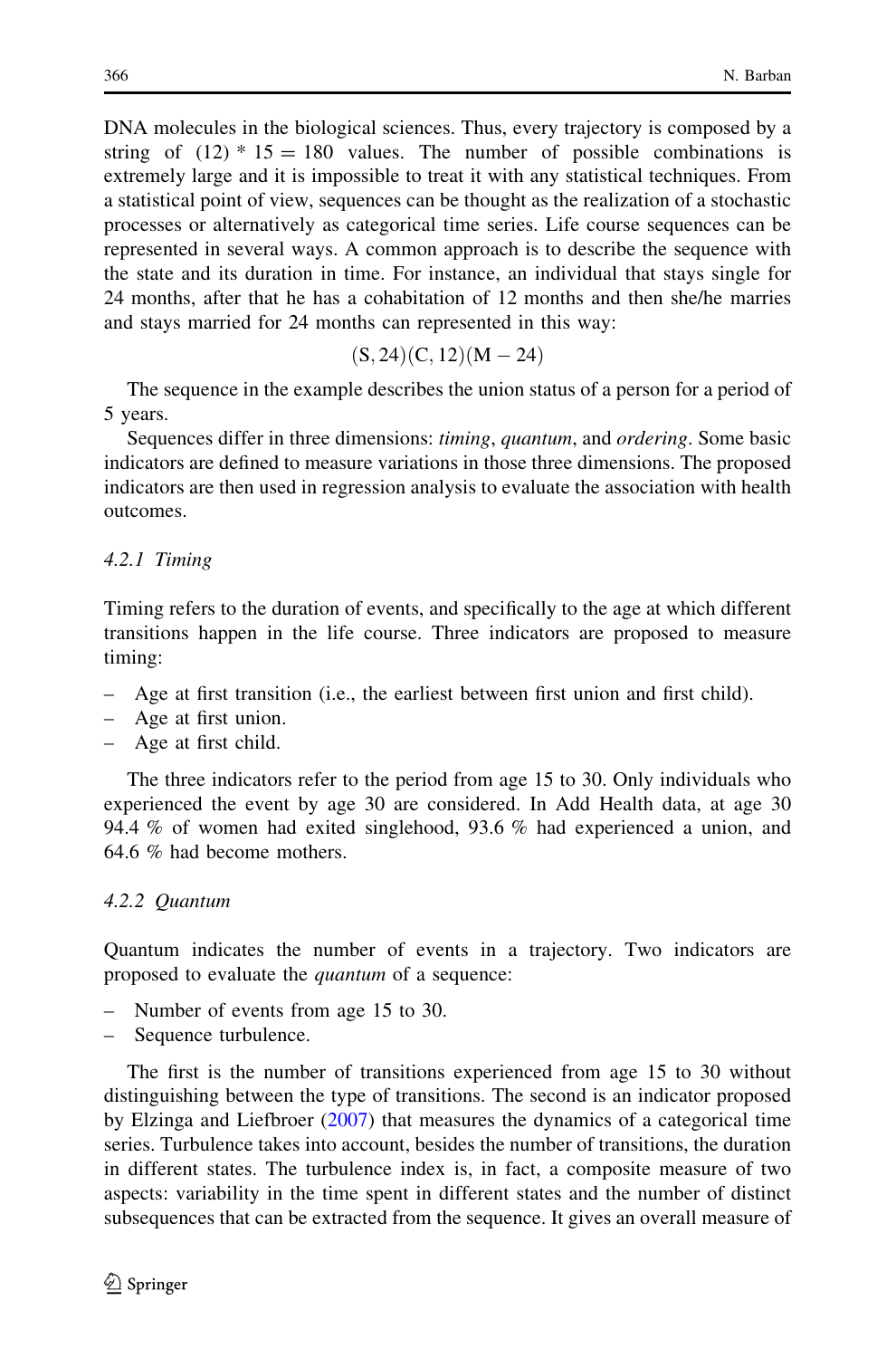DNA molecules in the biological sciences. Thus, every trajectory is composed by a string of $(12) * 15 = 180$ values. The number of possible combinations is extremely large and it is impossible to treat it with any statistical techniques. From a statistical point of view, sequences can be thought as the realization of a stochastic processes or alternatively as categorical time series. Life course sequences can be represented in several ways. A common approach is to describe the sequence with the state and its duration in time. For instance, an individual that stays single for 24 months, after that he has a cohabitation of 12 months and then she/he marries and stays married for 24 months can represented in this way:

$$(\mathrm{S}, 24)(\mathrm{C}, 12)(\mathrm{M} - 24)$$

The sequence in the example describes the union status of a person for a period of 5 years.

Sequences differ in three dimensions: *timing*, *quantum*, and *ordering*. Some basic indicators are defined to measure variations in those three dimensions. The proposed indicators are then used in regression analysis to evaluate the association with health outcomes.

#### 4.2.1 Timing

Timing refers to the duration of events, and specifically to the age at which different transitions happen in the life course. Three indicators are proposed to measure timing:

- Age at first transition (i.e., the earliest between first union and first child).
- Age at first union.
- Age at first child.

The three indicators refer to the period from age 15 to 30. Only individuals who experienced the event by age 30 are considered. In Add Health data, at age 30 94.4 % of women had exited singlehood, 93.6 % had experienced a union, and 64.6 % had become mothers.

#### 4.2.2 Quantum

Quantum indicates the number of events in a trajectory. Two indicators are proposed to evaluate the *quantum* of a sequence:

- Number of events from age 15 to 30.
- Sequence turbulence.

The first is the number of transitions experienced from age 15 to 30 without distinguishing between the type of transitions. The second is an indicator proposed by Elzinga and Liefbroer (2007) that measures the dynamics of a categorical time series. Turbulence takes into account, besides the number of transitions, the duration in different states. The turbulence index is, in fact, a composite measure of two aspects: variability in the time spent in different states and the number of distinct subsequences that can be extracted from the sequence. It gives an overall measure of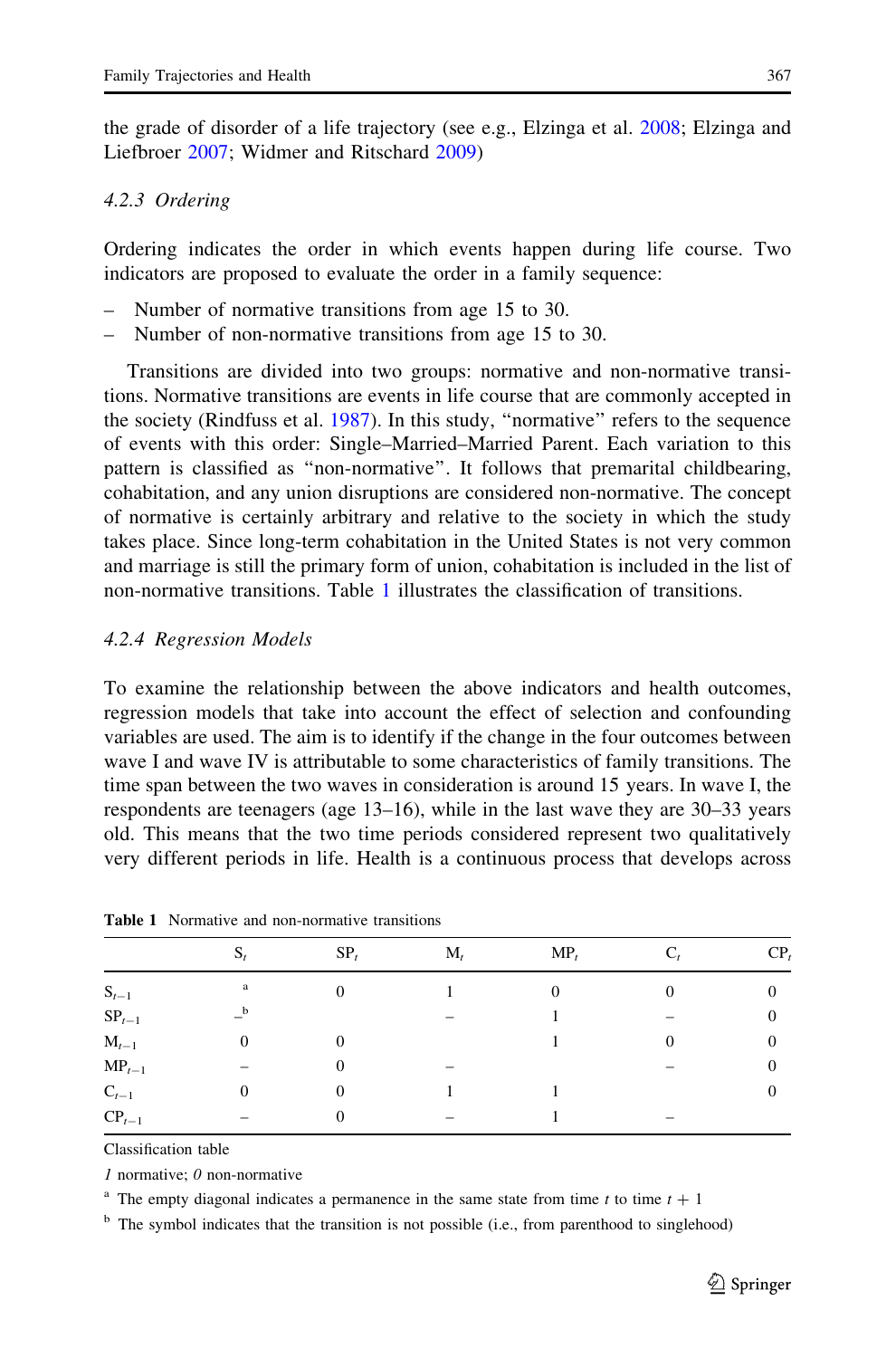the grade of disorder of a life trajectory (see e.g., Elzinga et al. 2008; Elzinga and Liefbroer 2007; Widmer and Ritschard 2009)

### 4.2.3 Ordering

Ordering indicates the order in which events happen during life course. Two indicators are proposed to evaluate the order in a family sequence:

- Number of normative transitions from age 15 to 30.
- Number of non-normative transitions from age 15 to 30.

Transitions are divided into two groups: normative and non-normative transitions. Normative transitions are events in life course that are commonly accepted in the society (Rindfuss et al. 1987). In this study, "normative" refers to the sequence of events with this order: Single–Married–Married Parent. Each variation to this pattern is classified as "non-normative". It follows that premarital childbearing, cohabitation, and any union disruptions are considered non-normative. The concept of normative is certainly arbitrary and relative to the society in which the study takes place. Since long-term cohabitation in the United States is not very common and marriage is still the primary form of union, cohabitation is included in the list of non-normative transitions. Table 1 illustrates the classification of transitions.

### 4.2.4 Regression Models

To examine the relationship between the above indicators and health outcomes, regression models that take into account the effect of selection and confounding variables are used. The aim is to identify if the change in the four outcomes between wave I and wave IV is attributable to some characteristics of family transitions. The time span between the two waves in consideration is around 15 years. In wave I, the respondents are teenagers (age 13–16), while in the last wave they are 30–33 years old. This means that the two time periods considered represent two qualitatively very different periods in life. Health is a continuous process that develops across

**Table 1** Normative and non-normative transitions

| | $S_t$ | $SP_t$ | $M_t$ | $MP_t$ | $C_t$ | $CP_t$ |
|---|---|---|---|---|---|---|
| $S_{t-1}$ | [a] | 0 | 1 | 0 | 0 | 0 |
| $SP_{t-1}$ | –[b] | | – | 1 | – | 0 |
| $M_{t-1}$ | 0 | 0 | | 1 | 0 | 0 |
| $MP_{t-1}$ | – | 0 | – | | – | 0 |
| $C_{t-1}$ | 0 | 0 | 1 | 1 | | 0 |
| $CP_{t-1}$ | – | 0 | – | 1 | – | |

Classification table

*1* normative; *0* non-normative

[a] The empty diagonal indicates a permanence in the same state from time $t$ to time $t + 1$

[b] The symbol indicates that the transition is not possible (i.e., from parenthood to singlehood)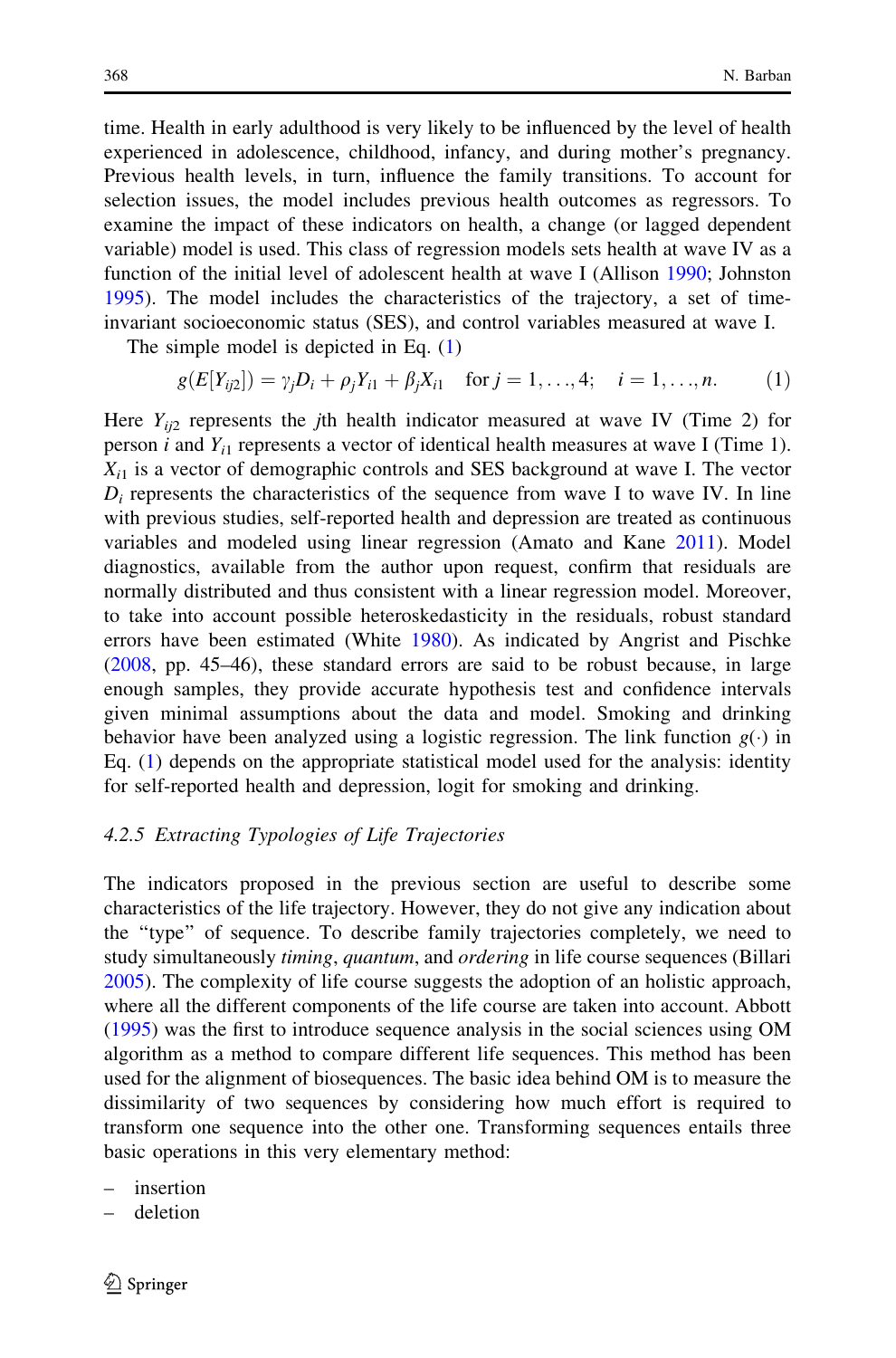time. Health in early adulthood is very likely to be influenced by the level of health experienced in adolescence, childhood, infancy, and during mother's pregnancy. Previous health levels, in turn, influence the family transitions. To account for selection issues, the model includes previous health outcomes as regressors. To examine the impact of these indicators on health, a change (or lagged dependent variable) model is used. This class of regression models sets health at wave IV as a function of the initial level of adolescent health at wave I (Allison 1990; Johnston 1995). The model includes the characteristics of the trajectory, a set of time-invariant socioeconomic status (SES), and control variables measured at wave I.

The simple model is depicted in Eq. (1)

$$g(E[Y_{ij2}]) = \gamma_j D_i + \rho_j Y_{i1} + \beta_j X_{i1} \quad \text{for } j = 1, \ldots, 4; \quad i = 1, \ldots, n. \tag{1}$$

Here $Y_{ij2}$ represents the $j$th health indicator measured at wave IV (Time 2) for person $i$ and $Y_{i1}$ represents a vector of identical health measures at wave I (Time 1). $X_{i1}$ is a vector of demographic controls and SES background at wave I. The vector $D_i$ represents the characteristics of the sequence from wave I to wave IV. In line with previous studies, self-reported health and depression are treated as continuous variables and modeled using linear regression (Amato and Kane 2011). Model diagnostics, available from the author upon request, confirm that residuals are normally distributed and thus consistent with a linear regression model. Moreover, to take into account possible heteroskedasticity in the residuals, robust standard errors have been estimated (White 1980). As indicated by Angrist and Pischke (2008, pp. 45–46), these standard errors are said to be robust because, in large enough samples, they provide accurate hypothesis test and confidence intervals given minimal assumptions about the data and model. Smoking and drinking behavior have been analyzed using a logistic regression. The link function $g(\cdot)$ in Eq. (1) depends on the appropriate statistical model used for the analysis: identity for self-reported health and depression, logit for smoking and drinking.

#### *4.2.5 Extracting Typologies of Life Trajectories*

The indicators proposed in the previous section are useful to describe some characteristics of the life trajectory. However, they do not give any indication about the "type" of sequence. To describe family trajectories completely, we need to study simultaneously *timing*, *quantum*, and *ordering* in life course sequences (Billari 2005). The complexity of life course suggests the adoption of an holistic approach, where all the different components of the life course are taken into account. Abbott (1995) was the first to introduce sequence analysis in the social sciences using OM algorithm as a method to compare different life sequences. This method has been used for the alignment of biosequences. The basic idea behind OM is to measure the dissimilarity of two sequences by considering how much effort is required to transform one sequence into the other one. Transforming sequences entails three basic operations in this very elementary method:

- insertion
- deletion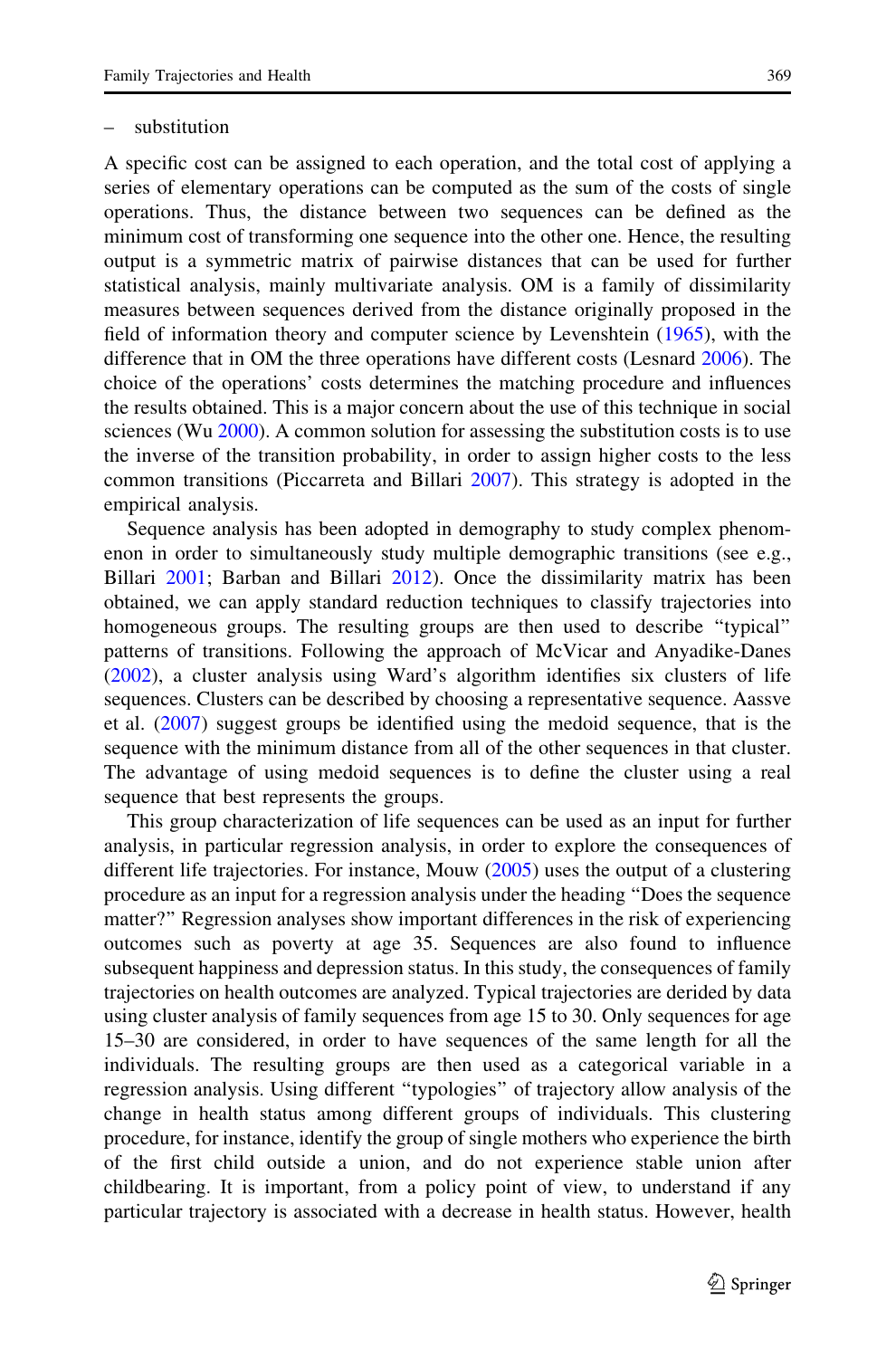– substitution

A specific cost can be assigned to each operation, and the total cost of applying a series of elementary operations can be computed as the sum of the costs of single operations. Thus, the distance between two sequences can be defined as the minimum cost of transforming one sequence into the other one. Hence, the resulting output is a symmetric matrix of pairwise distances that can be used for further statistical analysis, mainly multivariate analysis. OM is a family of dissimilarity measures between sequences derived from the distance originally proposed in the field of information theory and computer science by Levenshtein (1965), with the difference that in OM the three operations have different costs (Lesnard 2006). The choice of the operations' costs determines the matching procedure and influences the results obtained. This is a major concern about the use of this technique in social sciences (Wu 2000). A common solution for assessing the substitution costs is to use the inverse of the transition probability, in order to assign higher costs to the less common transitions (Piccarreta and Billari 2007). This strategy is adopted in the empirical analysis.

Sequence analysis has been adopted in demography to study complex phenomenon in order to simultaneously study multiple demographic transitions (see e.g., Billari 2001; Barban and Billari 2012). Once the dissimilarity matrix has been obtained, we can apply standard reduction techniques to classify trajectories into homogeneous groups. The resulting groups are then used to describe "typical" patterns of transitions. Following the approach of McVicar and Anyadike-Danes (2002), a cluster analysis using Ward's algorithm identifies six clusters of life sequences. Clusters can be described by choosing a representative sequence. Aassve et al. (2007) suggest groups be identified using the medoid sequence, that is the sequence with the minimum distance from all of the other sequences in that cluster. The advantage of using medoid sequences is to define the cluster using a real sequence that best represents the groups.

This group characterization of life sequences can be used as an input for further analysis, in particular regression analysis, in order to explore the consequences of different life trajectories. For instance, Mouw (2005) uses the output of a clustering procedure as an input for a regression analysis under the heading "Does the sequence matter?" Regression analyses show important differences in the risk of experiencing outcomes such as poverty at age 35. Sequences are also found to influence subsequent happiness and depression status. In this study, the consequences of family trajectories on health outcomes are analyzed. Typical trajectories are derided by data using cluster analysis of family sequences from age 15 to 30. Only sequences for age 15–30 are considered, in order to have sequences of the same length for all the individuals. The resulting groups are then used as a categorical variable in a regression analysis. Using different "typologies" of trajectory allow analysis of the change in health status among different groups of individuals. This clustering procedure, for instance, identify the group of single mothers who experience the birth of the first child outside a union, and do not experience stable union after childbearing. It is important, from a policy point of view, to understand if any particular trajectory is associated with a decrease in health status. However, health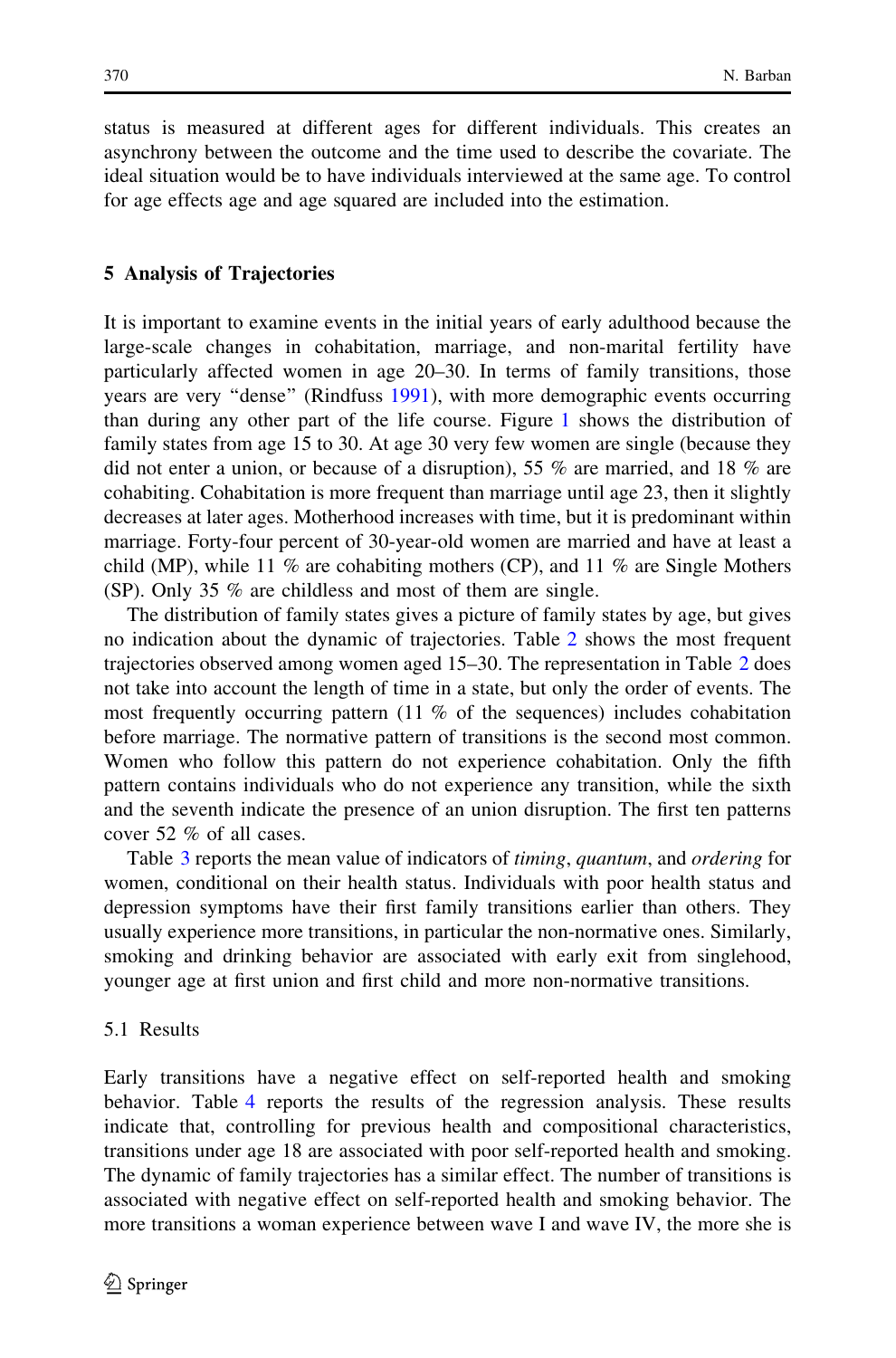status is measured at different ages for different individuals. This creates an asynchrony between the outcome and the time used to describe the covariate. The ideal situation would be to have individuals interviewed at the same age. To control for age effects age and age squared are included into the estimation.

## 5 Analysis of Trajectories

It is important to examine events in the initial years of early adulthood because the large-scale changes in cohabitation, marriage, and non-marital fertility have particularly affected women in age 20–30. In terms of family transitions, those years are very "dense" (Rindfuss 1991), with more demographic events occurring than during any other part of the life course. Figure 1 shows the distribution of family states from age 15 to 30. At age 30 very few women are single (because they did not enter a union, or because of a disruption), 55 % are married, and 18 % are cohabiting. Cohabitation is more frequent than marriage until age 23, then it slightly decreases at later ages. Motherhood increases with time, but it is predominant within marriage. Forty-four percent of 30-year-old women are married and have at least a child (MP), while 11 % are cohabiting mothers (CP), and 11 % are Single Mothers (SP). Only 35 % are childless and most of them are single.

The distribution of family states gives a picture of family states by age, but gives no indication about the dynamic of trajectories. Table 2 shows the most frequent trajectories observed among women aged 15–30. The representation in Table 2 does not take into account the length of time in a state, but only the order of events. The most frequently occurring pattern (11 % of the sequences) includes cohabitation before marriage. The normative pattern of transitions is the second most common. Women who follow this pattern do not experience cohabitation. Only the fifth pattern contains individuals who do not experience any transition, while the sixth and the seventh indicate the presence of an union disruption. The first ten patterns cover 52 % of all cases.

Table 3 reports the mean value of indicators of *timing*, *quantum*, and *ordering* for women, conditional on their health status. Individuals with poor health status and depression symptoms have their first family transitions earlier than others. They usually experience more transitions, in particular the non-normative ones. Similarly, smoking and drinking behavior are associated with early exit from singlehood, younger age at first union and first child and more non-normative transitions.

### 5.1 Results

Early transitions have a negative effect on self-reported health and smoking behavior. Table 4 reports the results of the regression analysis. These results indicate that, controlling for previous health and compositional characteristics, transitions under age 18 are associated with poor self-reported health and smoking. The dynamic of family trajectories has a similar effect. The number of transitions is associated with negative effect on self-reported health and smoking behavior. The more transitions a woman experience between wave I and wave IV, the more she is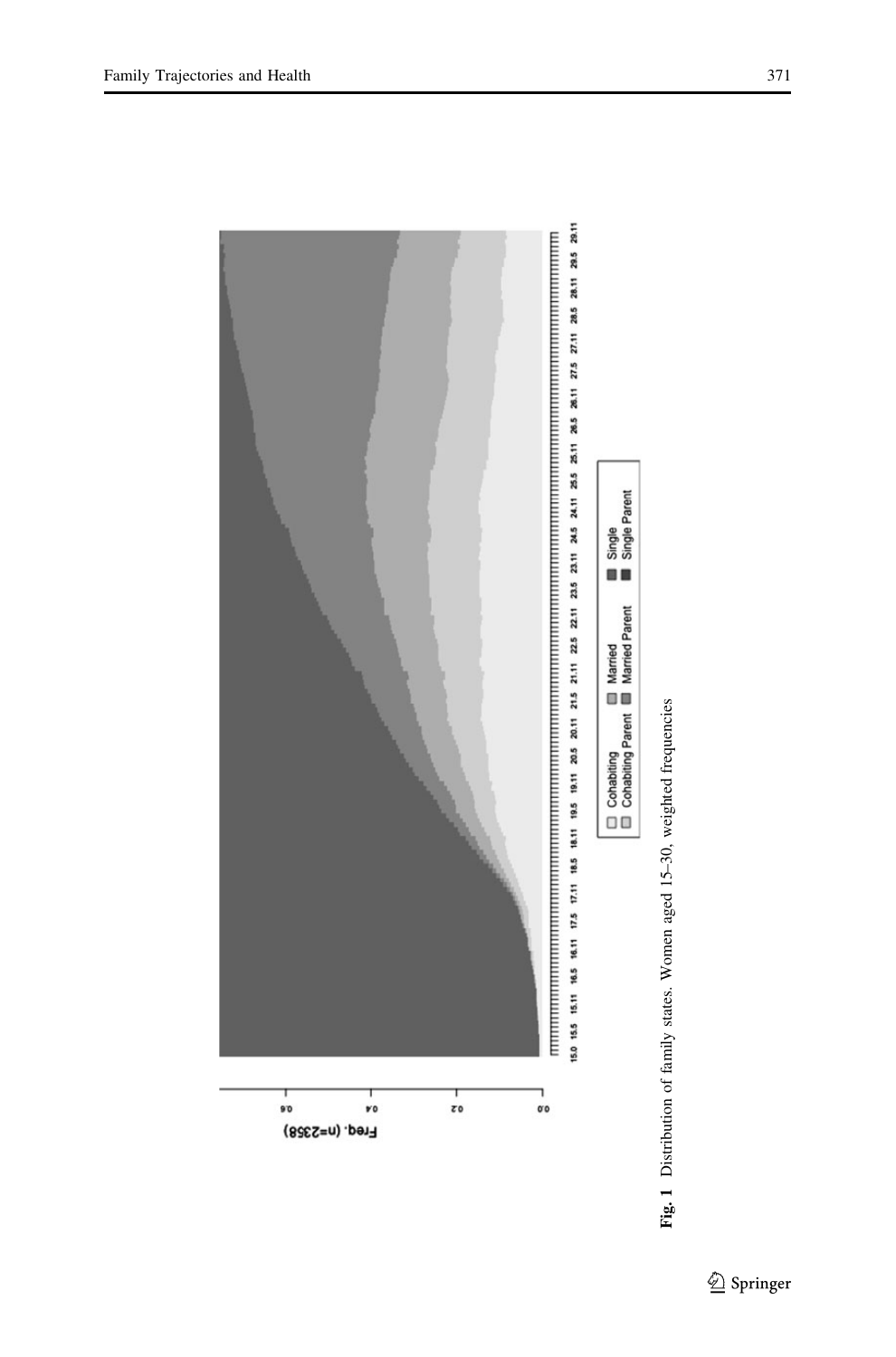**Fig. 1** Distribution of family states. Women aged 15–30, weighted frequencies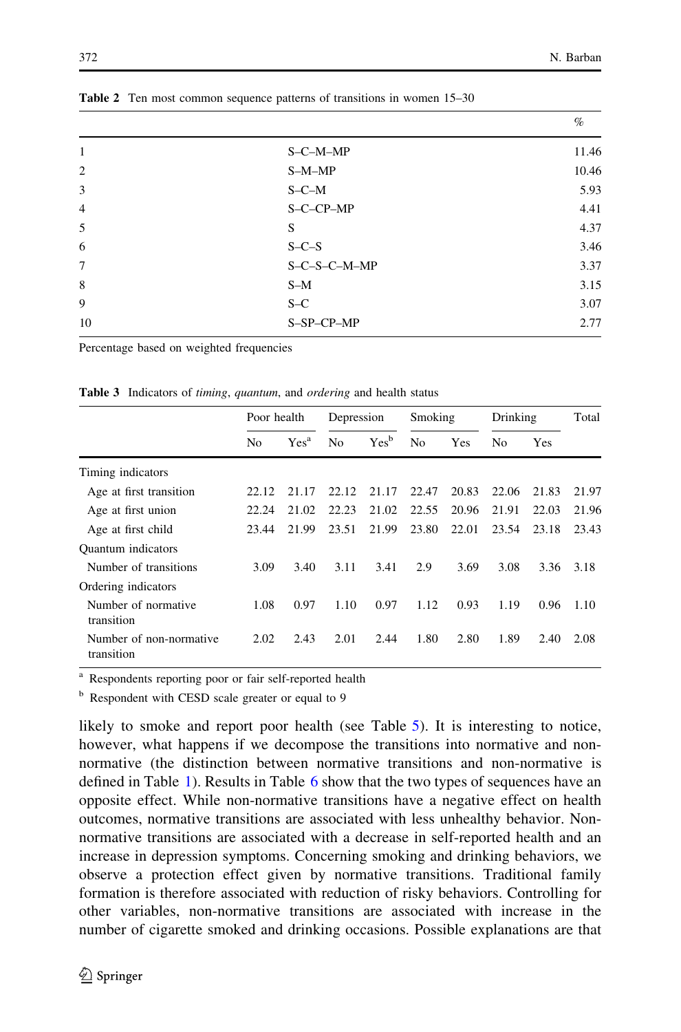**Table 2** Ten most common sequence patterns of transitions in women 15–30

| | | % |
|---|---|---|
| 1 | S–C–M–MP | 11.46 |
| 2 | S–M–MP | 10.46 |
| 3 | S–C–M | 5.93 |
| 4 | S–C–CP–MP | 4.41 |
| 5 | S | 4.37 |
| 6 | S–C–S | 3.46 |
| 7 | S–C–S–C–M–MP | 3.37 |
| 8 | S–M | 3.15 |
| 9 | S–C | 3.07 |
| 10 | S–SP–CP–MP | 2.77 |

Percentage based on weighted frequencies

**Table 3** Indicators of *timing*, *quantum*, and *ordering* and health status

| | Poor health | | Depression | | Smoking | | Drinking | | Total |
|---|---|---|---|---|---|---|---|---|---|
| | No | Yes[a] | No | Yes[b] | No | Yes | No | Yes | |
| Timing indicators | | | | | | | | | |
| Age at first transition | 22.12 | 21.17 | 22.12 | 21.17 | 22.47 | 20.83 | 22.06 | 21.83 | 21.97 |
| Age at first union | 22.24 | 21.02 | 22.23 | 21.02 | 22.55 | 20.96 | 21.91 | 22.03 | 21.96 |
| Age at first child | 23.44 | 21.99 | 23.51 | 21.99 | 23.80 | 22.01 | 23.54 | 23.18 | 23.43 |
| Quantum indicators | | | | | | | | | |
| Number of transitions | 3.09 | 3.40 | 3.11 | 3.41 | 2.9 | 3.69 | 3.08 | 3.36 | 3.18 |
| Ordering indicators | | | | | | | | | |
| Number of normative transition | 1.08 | 0.97 | 1.10 | 0.97 | 1.12 | 0.93 | 1.19 | 0.96 | 1.10 |
| Number of non-normative transition | 2.02 | 2.43 | 2.01 | 2.44 | 1.80 | 2.80 | 1.89 | 2.40 | 2.08 |

[a] Respondents reporting poor or fair self-reported health

[b] Respondent with CESD scale greater or equal to 9

likely to smoke and report poor health (see Table 5). It is interesting to notice, however, what happens if we decompose the transitions into normative and non-normative (the distinction between normative transitions and non-normative is defined in Table 1). Results in Table 6 show that the two types of sequences have an opposite effect. While non-normative transitions have a negative effect on health outcomes, normative transitions are associated with less unhealthy behavior. Non-normative transitions are associated with a decrease in self-reported health and an increase in depression symptoms. Concerning smoking and drinking behaviors, we observe a protection effect given by normative transitions. Traditional family formation is therefore associated with reduction of risky behaviors. Controlling for other variables, non-normative transitions are associated with increase in the number of cigarette smoked and drinking occasions. Possible explanations are that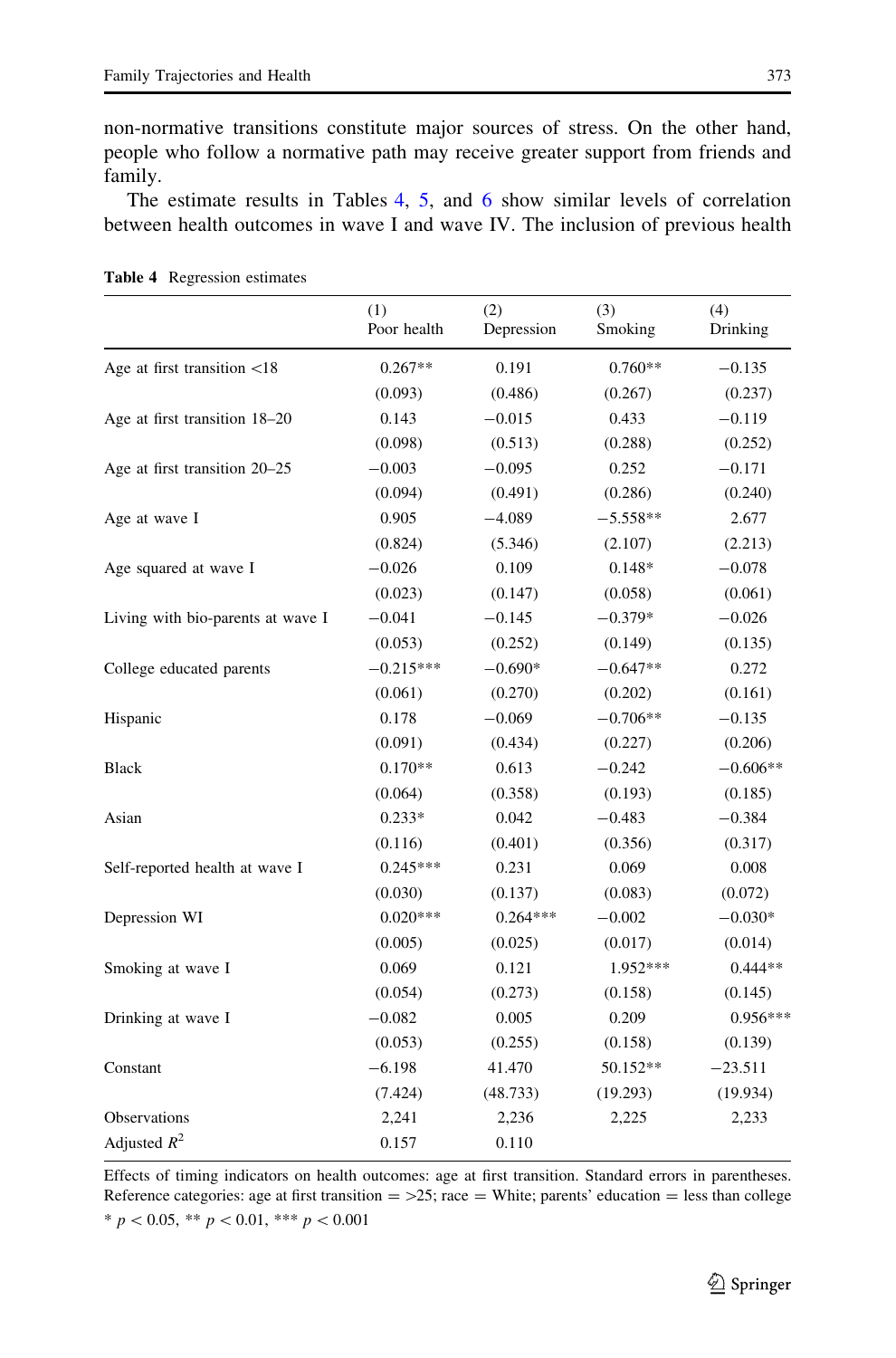non-normative transitions constitute major sources of stress. On the other hand, people who follow a normative path may receive greater support from friends and family.

The estimate results in Tables 4, 5, and 6 show similar levels of correlation between health outcomes in wave I and wave IV. The inclusion of previous health

**Table 4** Regression estimates

| | (1) Poor health | (2) Depression | (3) Smoking | (4) Drinking |
|---|---|---|---|---|
| Age at first transition <18 | 0.267** | 0.191 | 0.760** | −0.135 |
| | (0.093) | (0.486) | (0.267) | (0.237) |
| Age at first transition 18–20 | 0.143 | −0.015 | 0.433 | −0.119 |
| | (0.098) | (0.513) | (0.288) | (0.252) |
| Age at first transition 20–25 | −0.003 | −0.095 | 0.252 | −0.171 |
| | (0.094) | (0.491) | (0.286) | (0.240) |
| Age at wave I | 0.905 | −4.089 | −5.558** | 2.677 |
| | (0.824) | (5.346) | (2.107) | (2.213) |
| Age squared at wave I | −0.026 | 0.109 | 0.148* | −0.078 |
| | (0.023) | (0.147) | (0.058) | (0.061) |
| Living with bio-parents at wave I | −0.041 | −0.145 | −0.379* | −0.026 |
| | (0.053) | (0.252) | (0.149) | (0.135) |
| College educated parents | −0.215*** | −0.690* | −0.647** | 0.272 |
| | (0.061) | (0.270) | (0.202) | (0.161) |
| Hispanic | 0.178 | −0.069 | −0.706** | −0.135 |
| | (0.091) | (0.434) | (0.227) | (0.206) |
| Black | 0.170** | 0.613 | −0.242 | −0.606** |
| | (0.064) | (0.358) | (0.193) | (0.185) |
| Asian | 0.233* | 0.042 | −0.483 | −0.384 |
| | (0.116) | (0.401) | (0.356) | (0.317) |
| Self-reported health at wave I | 0.245*** | 0.231 | 0.069 | 0.008 |
| | (0.030) | (0.137) | (0.083) | (0.072) |
| Depression WI | 0.020*** | 0.264*** | −0.002 | −0.030* |
| | (0.005) | (0.025) | (0.017) | (0.014) |
| Smoking at wave I | 0.069 | 0.121 | 1.952*** | 0.444** |
| | (0.054) | (0.273) | (0.158) | (0.145) |
| Drinking at wave I | −0.082 | 0.005 | 0.209 | 0.956*** |
| | (0.053) | (0.255) | (0.158) | (0.139) |
| Constant | −6.198 | 41.470 | 50.152** | −23.511 |
| | (7.424) | (48.733) | (19.293) | (19.934) |
| Observations | 2,241 | 2,236 | 2,225 | 2,233 |
| Adjusted $R^2$ | 0.157 | 0.110 | | |

Effects of timing indicators on health outcomes: age at first transition. Standard errors in parentheses. Reference categories: age at first transition = >25; race = White; parents' education = less than college

* $p < 0.05$, ** $p < 0.01$, *** $p < 0.001$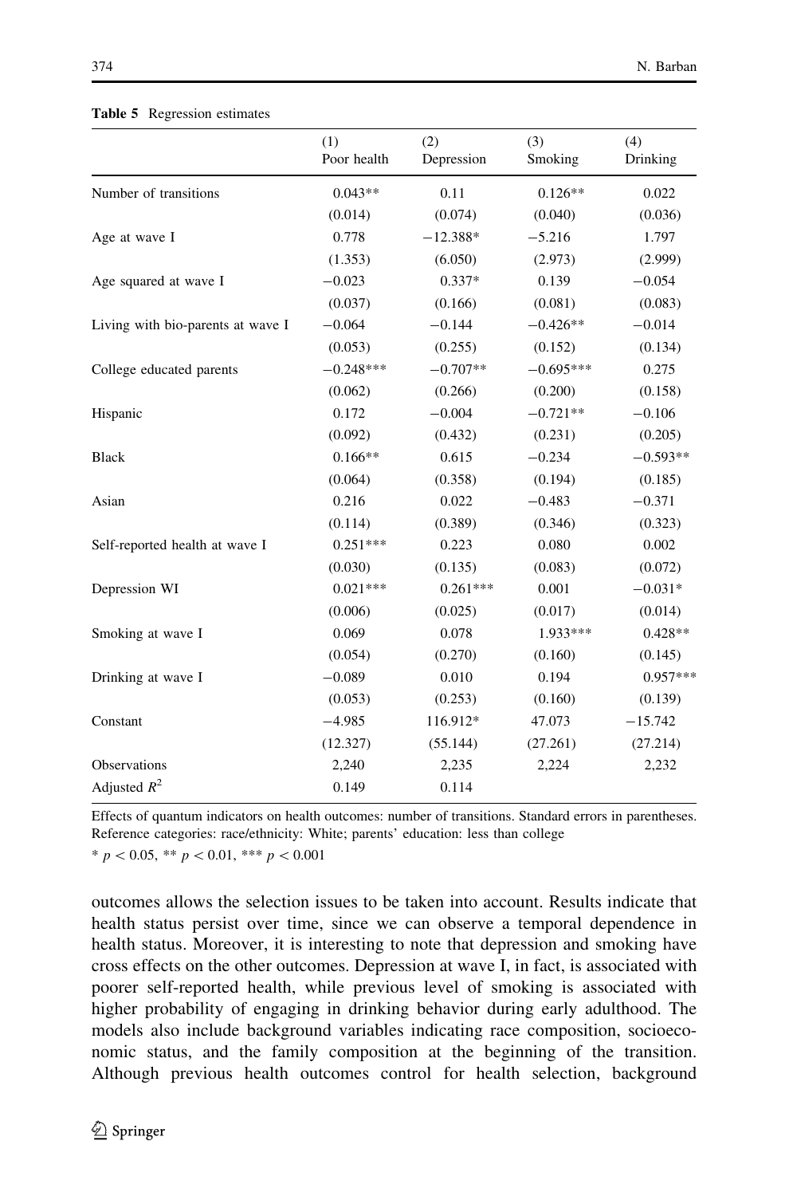**Table 5** Regression estimates

| | (1) Poor health | (2) Depression | (3) Smoking | (4) Drinking |
|---|---|---|---|---|
| Number of transitions | 0.043** | 0.11 | 0.126** | 0.022 |
| | (0.014) | (0.074) | (0.040) | (0.036) |
| Age at wave I | 0.778 | −12.388* | −5.216 | 1.797 |
| | (1.353) | (6.050) | (2.973) | (2.999) |
| Age squared at wave I | −0.023 | 0.337* | 0.139 | −0.054 |
| | (0.037) | (0.166) | (0.081) | (0.083) |
| Living with bio-parents at wave I | −0.064 | −0.144 | −0.426** | −0.014 |
| | (0.053) | (0.255) | (0.152) | (0.134) |
| College educated parents | −0.248*** | −0.707** | −0.695*** | 0.275 |
| | (0.062) | (0.266) | (0.200) | (0.158) |
| Hispanic | 0.172 | −0.004 | −0.721** | −0.106 |
| | (0.092) | (0.432) | (0.231) | (0.205) |
| Black | 0.166** | 0.615 | −0.234 | −0.593** |
| | (0.064) | (0.358) | (0.194) | (0.185) |
| Asian | 0.216 | 0.022 | −0.483 | −0.371 |
| | (0.114) | (0.389) | (0.346) | (0.323) |
| Self-reported health at wave I | 0.251*** | 0.223 | 0.080 | 0.002 |
| | (0.030) | (0.135) | (0.083) | (0.072) |
| Depression WI | 0.021*** | 0.261*** | 0.001 | −0.031* |
| | (0.006) | (0.025) | (0.017) | (0.014) |
| Smoking at wave I | 0.069 | 0.078 | 1.933*** | 0.428** |
| | (0.054) | (0.270) | (0.160) | (0.145) |
| Drinking at wave I | −0.089 | 0.010 | 0.194 | 0.957*** |
| | (0.053) | (0.253) | (0.160) | (0.139) |
| Constant | −4.985 | 116.912* | 47.073 | −15.742 |
| | (12.327) | (55.144) | (27.261) | (27.214) |
| Observations | 2,240 | 2,235 | 2,224 | 2,232 |
| Adjusted $R^2$ | 0.149 | 0.114 | | |

Effects of quantum indicators on health outcomes: number of transitions. Standard errors in parentheses. Reference categories: race/ethnicity: White; parents' education: less than college

* $p < 0.05$, ** $p < 0.01$, *** $p < 0.001$

outcomes allows the selection issues to be taken into account. Results indicate that health status persist over time, since we can observe a temporal dependence in health status. Moreover, it is interesting to note that depression and smoking have cross effects on the other outcomes. Depression at wave I, in fact, is associated with poorer self-reported health, while previous level of smoking is associated with higher probability of engaging in drinking behavior during early adulthood. The models also include background variables indicating race composition, socioeconomic status, and the family composition at the beginning of the transition. Although previous health outcomes control for health selection, background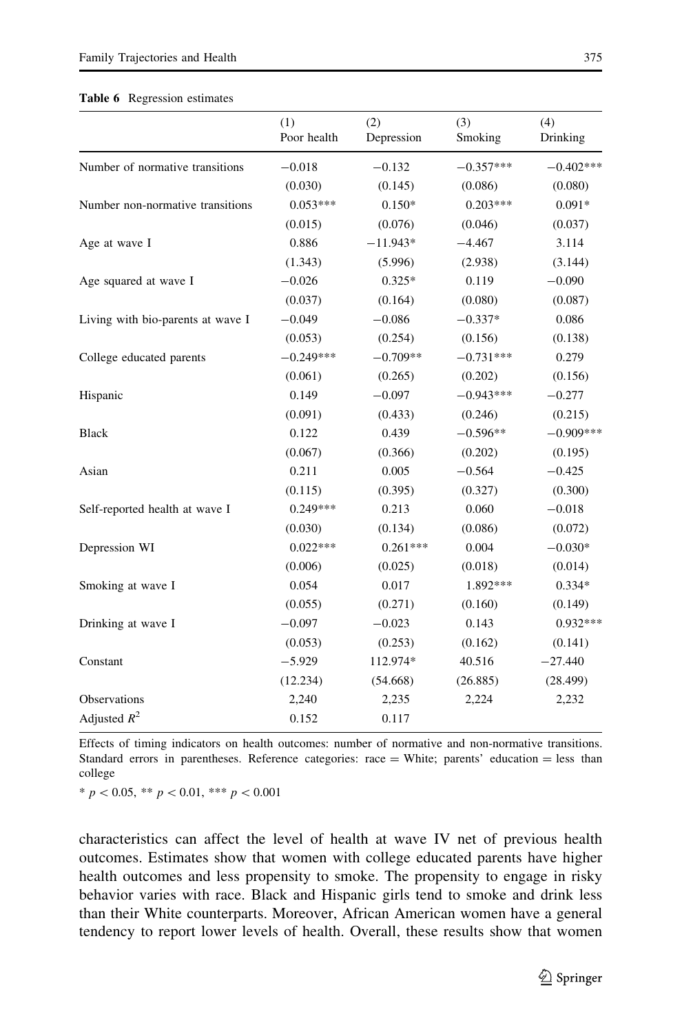**Table 6** Regression estimates

| | (1) Poor health | (2) Depression | (3) Smoking | (4) Drinking |
|---|---|---|---|---|
| Number of normative transitions | −0.018 | −0.132 | −0.357*** | −0.402*** |
| | (0.030) | (0.145) | (0.086) | (0.080) |
| Number non-normative transitions | 0.053*** | 0.150* | 0.203*** | 0.091* |
| | (0.015) | (0.076) | (0.046) | (0.037) |
| Age at wave I | 0.886 | −11.943* | −4.467 | 3.114 |
| | (1.343) | (5.996) | (2.938) | (3.144) |
| Age squared at wave I | −0.026 | 0.325* | 0.119 | −0.090 |
| | (0.037) | (0.164) | (0.080) | (0.087) |
| Living with bio-parents at wave I | −0.049 | −0.086 | −0.337* | 0.086 |
| | (0.053) | (0.254) | (0.156) | (0.138) |
| College educated parents | −0.249*** | −0.709** | −0.731*** | 0.279 |
| | (0.061) | (0.265) | (0.202) | (0.156) |
| Hispanic | 0.149 | −0.097 | −0.943*** | −0.277 |
| | (0.091) | (0.433) | (0.246) | (0.215) |
| Black | 0.122 | 0.439 | −0.596** | −0.909*** |
| | (0.067) | (0.366) | (0.202) | (0.195) |
| Asian | 0.211 | 0.005 | −0.564 | −0.425 |
| | (0.115) | (0.395) | (0.327) | (0.300) |
| Self-reported health at wave I | 0.249*** | 0.213 | 0.060 | −0.018 |
| | (0.030) | (0.134) | (0.086) | (0.072) |
| Depression WI | 0.022*** | 0.261*** | 0.004 | −0.030* |
| | (0.006) | (0.025) | (0.018) | (0.014) |
| Smoking at wave I | 0.054 | 0.017 | 1.892*** | 0.334* |
| | (0.055) | (0.271) | (0.160) | (0.149) |
| Drinking at wave I | −0.097 | −0.023 | 0.143 | 0.932*** |
| | (0.053) | (0.253) | (0.162) | (0.141) |
| Constant | −5.929 | 112.974* | 40.516 | −27.440 |
| | (12.234) | (54.668) | (26.885) | (28.499) |
| Observations | 2,240 | 2,235 | 2,224 | 2,232 |
| Adjusted $R^2$ | 0.152 | 0.117 | | |

Effects of timing indicators on health outcomes: number of normative and non-normative transitions. Standard errors in parentheses. Reference categories: race = White; parents' education = less than college

* $p < 0.05$, ** $p < 0.01$, *** $p < 0.001$

characteristics can affect the level of health at wave IV net of previous health outcomes. Estimates show that women with college educated parents have higher health outcomes and less propensity to smoke. The propensity to engage in risky behavior varies with race. Black and Hispanic girls tend to smoke and drink less than their White counterparts. Moreover, African American women have a general tendency to report lower levels of health. Overall, these results show that women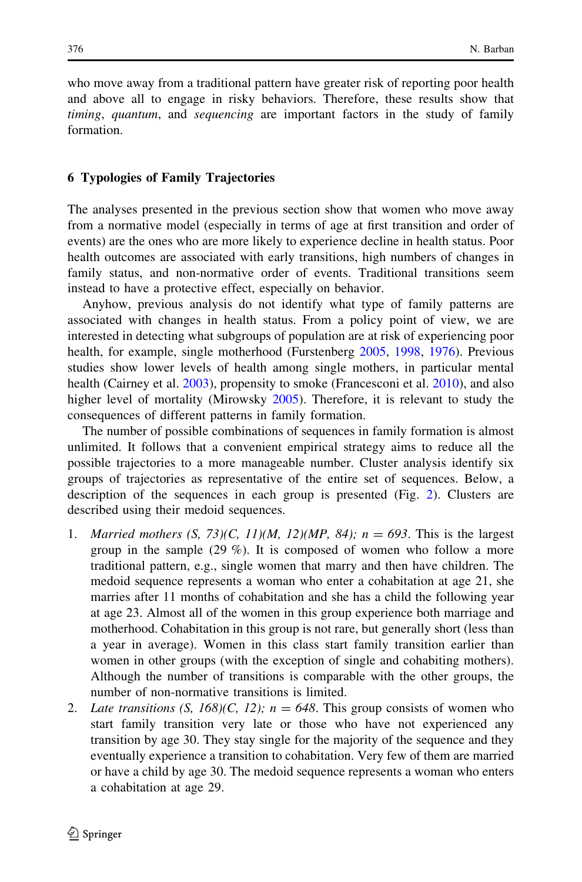who move away from a traditional pattern have greater risk of reporting poor health and above all to engage in risky behaviors. Therefore, these results show that *timing*, *quantum*, and *sequencing* are important factors in the study of family formation.

## 6 Typologies of Family Trajectories

The analyses presented in the previous section show that women who move away from a normative model (especially in terms of age at first transition and order of events) are the ones who are more likely to experience decline in health status. Poor health outcomes are associated with early transitions, high numbers of changes in family status, and non-normative order of events. Traditional transitions seem instead to have a protective effect, especially on behavior.

Anyhow, previous analysis do not identify what type of family patterns are associated with changes in health status. From a policy point of view, we are interested in detecting what subgroups of population are at risk of experiencing poor health, for example, single motherhood (Furstenberg 2005, 1998, 1976). Previous studies show lower levels of health among single mothers, in particular mental health (Cairney et al. 2003), propensity to smoke (Francesconi et al. 2010), and also higher level of mortality (Mirowsky 2005). Therefore, it is relevant to study the consequences of different patterns in family formation.

The number of possible combinations of sequences in family formation is almost unlimited. It follows that a convenient empirical strategy aims to reduce all the possible trajectories to a more manageable number. Cluster analysis identify six groups of trajectories as representative of the entire set of sequences. Below, a description of the sequences in each group is presented (Fig. 2). Clusters are described using their medoid sequences.

1. *Married mothers (S, 73)(C, 11)(M, 12)(MP, 84); n = 693*. This is the largest group in the sample (29 %). It is composed of women who follow a more traditional pattern, e.g., single women that marry and then have children. The medoid sequence represents a woman who enter a cohabitation at age 21, she marries after 11 months of cohabitation and she has a child the following year at age 23. Almost all of the women in this group experience both marriage and motherhood. Cohabitation in this group is not rare, but generally short (less than a year in average). Women in this class start family transition earlier than women in other groups (with the exception of single and cohabiting mothers). Although the number of transitions is comparable with the other groups, the number of non-normative transitions is limited.
2. *Late transitions (S, 168)(C, 12); n = 648*. This group consists of women who start family transition very late or those who have not experienced any transition by age 30. They stay single for the majority of the sequence and they eventually experience a transition to cohabitation. Very few of them are married or have a child by age 30. The medoid sequence represents a woman who enters a cohabitation at age 29.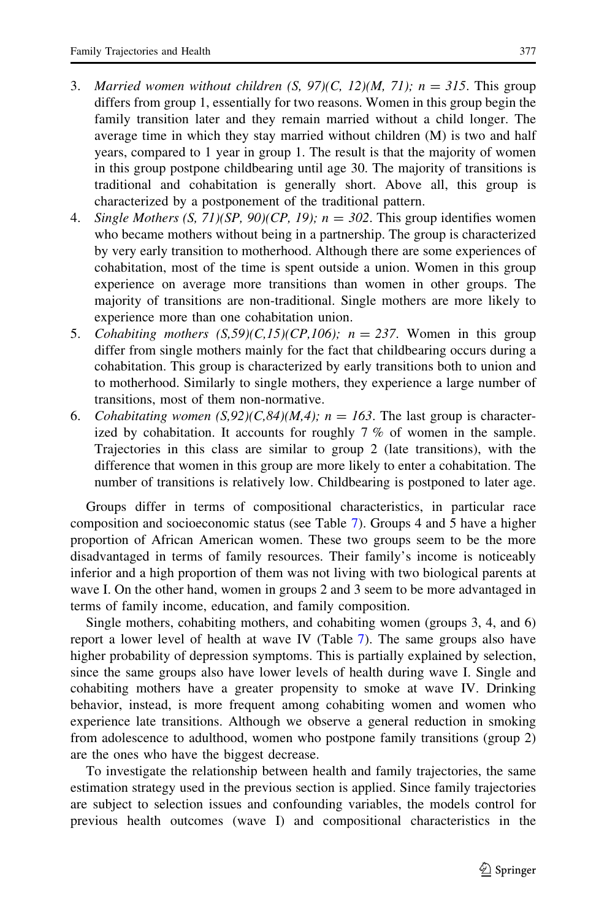3. *Married women without children (S, 97)(C, 12)(M, 71); n = 315*. This group differs from group 1, essentially for two reasons. Women in this group begin the family transition later and they remain married without a child longer. The average time in which they stay married without children (M) is two and half years, compared to 1 year in group 1. The result is that the majority of women in this group postpone childbearing until age 30. The majority of transitions is traditional and cohabitation is generally short. Above all, this group is characterized by a postponement of the traditional pattern.
4. *Single Mothers (S, 71)(SP, 90)(CP, 19); n = 302*. This group identifies women who became mothers without being in a partnership. The group is characterized by very early transition to motherhood. Although there are some experiences of cohabitation, most of the time is spent outside a union. Women in this group experience on average more transitions than women in other groups. The majority of transitions are non-traditional. Single mothers are more likely to experience more than one cohabitation union.
5. *Cohabiting mothers (S,59)(C,15)(CP,106); n = 237*. Women in this group differ from single mothers mainly for the fact that childbearing occurs during a cohabitation. This group is characterized by early transitions both to union and to motherhood. Similarly to single mothers, they experience a large number of transitions, most of them non-normative.
6. *Cohabitating women (S,92)(C,84)(M,4); n = 163*. The last group is characterized by cohabitation. It accounts for roughly 7 % of women in the sample. Trajectories in this class are similar to group 2 (late transitions), with the difference that women in this group are more likely to enter a cohabitation. The number of transitions is relatively low. Childbearing is postponed to later age.

Groups differ in terms of compositional characteristics, in particular race composition and socioeconomic status (see Table 7). Groups 4 and 5 have a higher proportion of African American women. These two groups seem to be the more disadvantaged in terms of family resources. Their family's income is noticeably inferior and a high proportion of them was not living with two biological parents at wave I. On the other hand, women in groups 2 and 3 seem to be more advantaged in terms of family income, education, and family composition.

Single mothers, cohabiting mothers, and cohabiting women (groups 3, 4, and 6) report a lower level of health at wave IV (Table 7). The same groups also have higher probability of depression symptoms. This is partially explained by selection, since the same groups also have lower levels of health during wave I. Single and cohabiting mothers have a greater propensity to smoke at wave IV. Drinking behavior, instead, is more frequent among cohabiting women and women who experience late transitions. Although we observe a general reduction in smoking from adolescence to adulthood, women who postpone family transitions (group 2) are the ones who have the biggest decrease.

To investigate the relationship between health and family trajectories, the same estimation strategy used in the previous section is applied. Since family trajectories are subject to selection issues and confounding variables, the models control for previous health outcomes (wave I) and compositional characteristics in the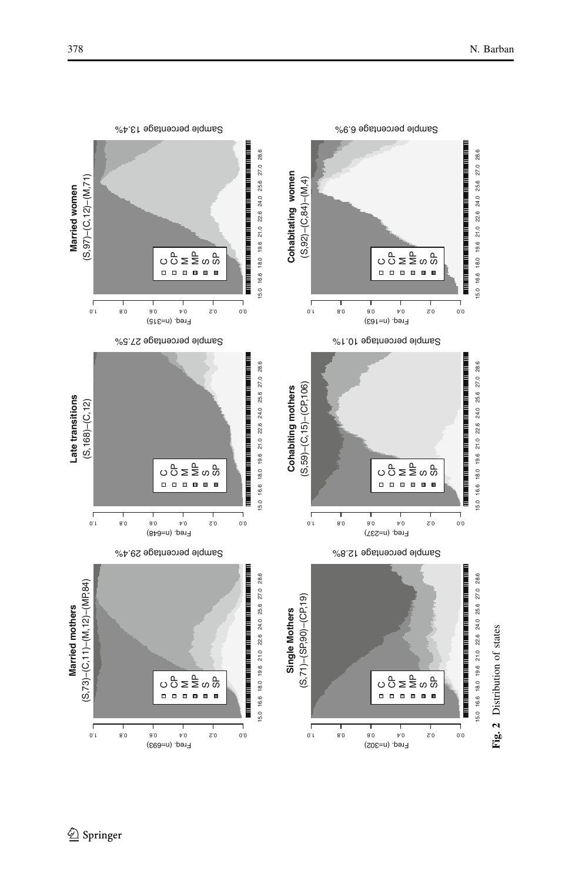**Married mothers**
(S,73)–(C,11)–(M,12)–(MP,84)

Freq. (n=693)

Sample percentage 29.4%

**Late transitions**
(S,168)–(C,12)

Freq. (n=648)

Sample percentage 27.5%

**Married women**
(S,97)–(C,12)–(M,71)

Freq. (n=315)

Sample percentage 13.4%

**Single Mothers**
(S,71)–(SP,90)–(CP,19)

Freq. (n=302)

Sample percentage 12.8%

**Cohabiting mothers**
(S,59)–(C,15)–(CP,106)

Freq. (n=237)

Sample percentage 10.1%

**Cohabitating women**
(S,92)–(C,84)–(M,4)

Freq. (n=163)

Sample percentage 6.9%

Legend: C, CP, M, MP, S, SP

x-axis: 15.0 16.6 18.0 19.6 21.0 22.6 24.0 25.6 27.0 28.6

y-axis: 0.0 0.2 0.4 0.6 0.8 1.0

**Fig. 2** Distribution of states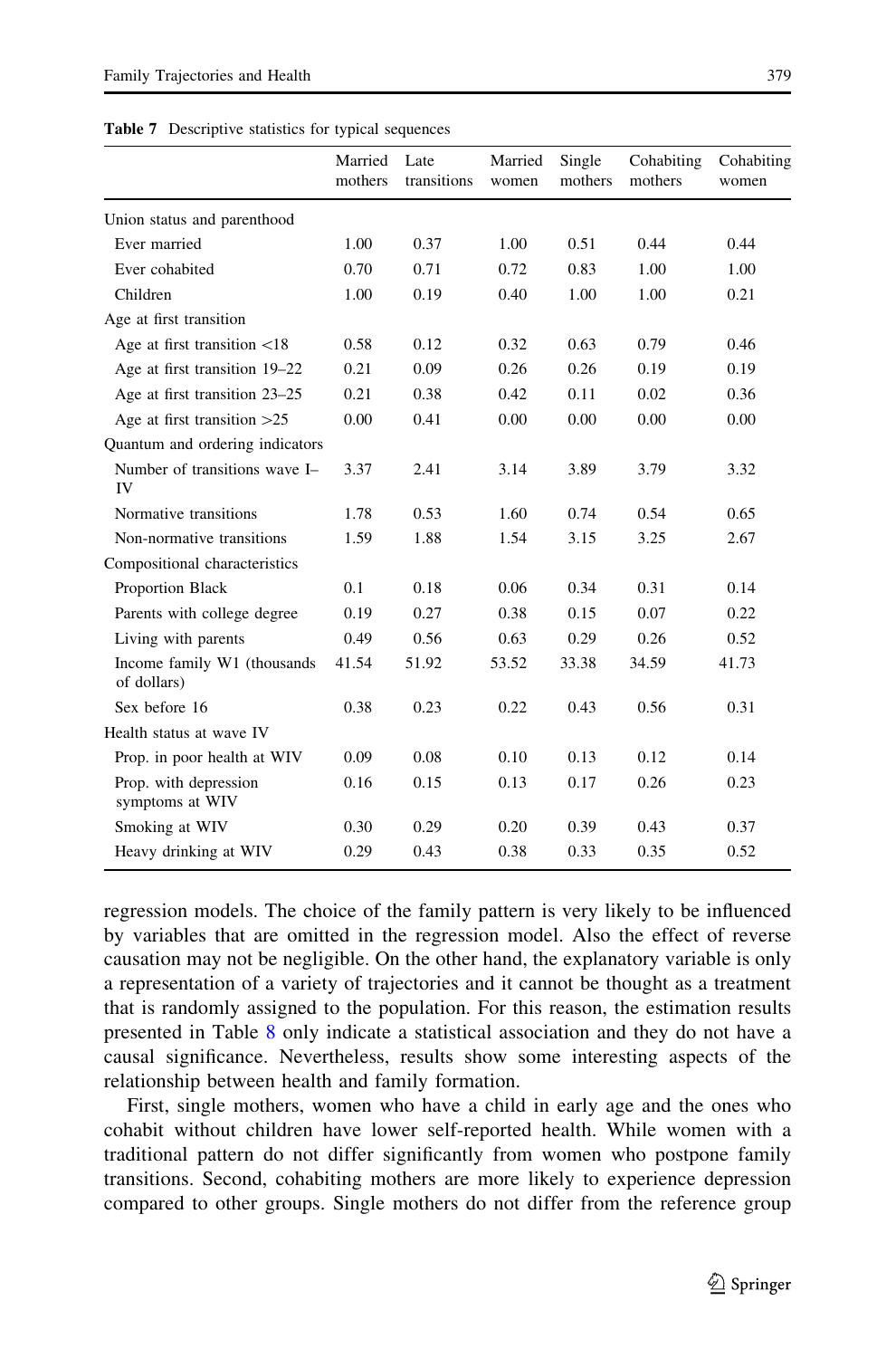**Table 7** Descriptive statistics for typical sequences

| | Married mothers | Late transitions | Married women | Single mothers | Cohabiting mothers | Cohabiting women |
|---|---|---|---|---|---|---|
| Union status and parenthood | | | | | | |
| Ever married | 1.00 | 0.37 | 1.00 | 0.51 | 0.44 | 0.44 |
| Ever cohabited | 0.70 | 0.71 | 0.72 | 0.83 | 1.00 | 1.00 |
| Children | 1.00 | 0.19 | 0.40 | 1.00 | 1.00 | 0.21 |
| Age at first transition | | | | | | |
| Age at first transition <18 | 0.58 | 0.12 | 0.32 | 0.63 | 0.79 | 0.46 |
| Age at first transition 19–22 | 0.21 | 0.09 | 0.26 | 0.26 | 0.19 | 0.19 |
| Age at first transition 23–25 | 0.21 | 0.38 | 0.42 | 0.11 | 0.02 | 0.36 |
| Age at first transition >25 | 0.00 | 0.41 | 0.00 | 0.00 | 0.00 | 0.00 |
| Quantum and ordering indicators | | | | | | |
| Number of transitions wave I–IV | 3.37 | 2.41 | 3.14 | 3.89 | 3.79 | 3.32 |
| Normative transitions | 1.78 | 0.53 | 1.60 | 0.74 | 0.54 | 0.65 |
| Non-normative transitions | 1.59 | 1.88 | 1.54 | 3.15 | 3.25 | 2.67 |
| Compositional characteristics | | | | | | |
| Proportion Black | 0.1 | 0.18 | 0.06 | 0.34 | 0.31 | 0.14 |
| Parents with college degree | 0.19 | 0.27 | 0.38 | 0.15 | 0.07 | 0.22 |
| Living with parents | 0.49 | 0.56 | 0.63 | 0.29 | 0.26 | 0.52 |
| Income family W1 (thousands of dollars) | 41.54 | 51.92 | 53.52 | 33.38 | 34.59 | 41.73 |
| Sex before 16 | 0.38 | 0.23 | 0.22 | 0.43 | 0.56 | 0.31 |
| Health status at wave IV | | | | | | |
| Prop. in poor health at WIV | 0.09 | 0.08 | 0.10 | 0.13 | 0.12 | 0.14 |
| Prop. with depression symptoms at WIV | 0.16 | 0.15 | 0.13 | 0.17 | 0.26 | 0.23 |
| Smoking at WIV | 0.30 | 0.29 | 0.20 | 0.39 | 0.43 | 0.37 |
| Heavy drinking at WIV | 0.29 | 0.43 | 0.38 | 0.33 | 0.35 | 0.52 |

regression models. The choice of the family pattern is very likely to be influenced by variables that are omitted in the regression model. Also the effect of reverse causation may not be negligible. On the other hand, the explanatory variable is only a representation of a variety of trajectories and it cannot be thought as a treatment that is randomly assigned to the population. For this reason, the estimation results presented in Table 8 only indicate a statistical association and they do not have a causal significance. Nevertheless, results show some interesting aspects of the relationship between health and family formation.

First, single mothers, women who have a child in early age and the ones who cohabit without children have lower self-reported health. While women with a traditional pattern do not differ significantly from women who postpone family transitions. Second, cohabiting mothers are more likely to experience depression compared to other groups. Single mothers do not differ from the reference group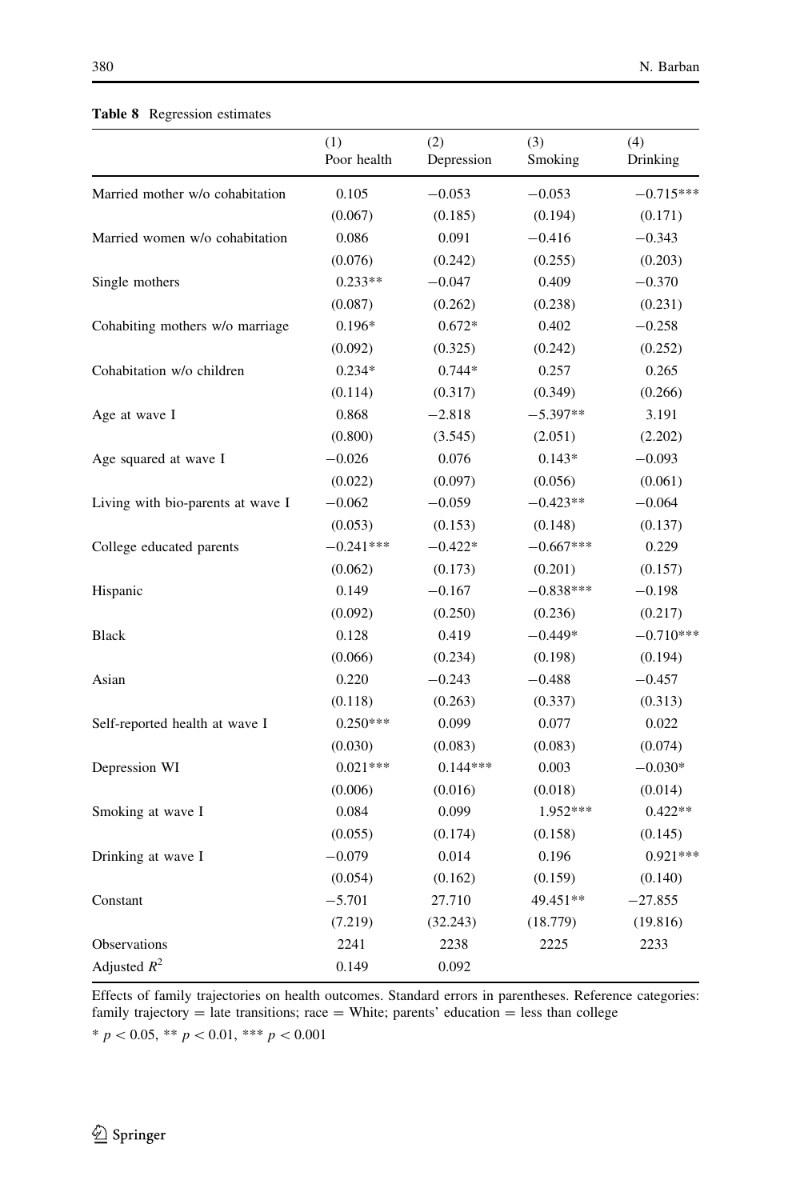**Table 8** Regression estimates

| | (1) Poor health | (2) Depression | (3) Smoking | (4) Drinking |
|---|---|---|---|---|
| Married mother w/o cohabitation | 0.105 | −0.053 | −0.053 | −0.715*** |
| | (0.067) | (0.185) | (0.194) | (0.171) |
| Married women w/o cohabitation | 0.086 | 0.091 | −0.416 | −0.343 |
| | (0.076) | (0.242) | (0.255) | (0.203) |
| Single mothers | 0.233** | −0.047 | 0.409 | −0.370 |
| | (0.087) | (0.262) | (0.238) | (0.231) |
| Cohabiting mothers w/o marriage | 0.196* | 0.672* | 0.402 | −0.258 |
| | (0.092) | (0.325) | (0.242) | (0.252) |
| Cohabitation w/o children | 0.234* | 0.744* | 0.257 | 0.265 |
| | (0.114) | (0.317) | (0.349) | (0.266) |
| Age at wave I | 0.868 | −2.818 | −5.397** | 3.191 |
| | (0.800) | (3.545) | (2.051) | (2.202) |
| Age squared at wave I | −0.026 | 0.076 | 0.143* | −0.093 |
| | (0.022) | (0.097) | (0.056) | (0.061) |
| Living with bio-parents at wave I | −0.062 | −0.059 | −0.423** | −0.064 |
| | (0.053) | (0.153) | (0.148) | (0.137) |
| College educated parents | −0.241*** | −0.422* | −0.667*** | 0.229 |
| | (0.062) | (0.173) | (0.201) | (0.157) |
| Hispanic | 0.149 | −0.167 | −0.838*** | −0.198 |
| | (0.092) | (0.250) | (0.236) | (0.217) |
| Black | 0.128 | 0.419 | −0.449* | −0.710*** |
| | (0.066) | (0.234) | (0.198) | (0.194) |
| Asian | 0.220 | −0.243 | −0.488 | −0.457 |
| | (0.118) | (0.263) | (0.337) | (0.313) |
| Self-reported health at wave I | 0.250*** | 0.099 | 0.077 | 0.022 |
| | (0.030) | (0.083) | (0.083) | (0.074) |
| Depression WI | 0.021*** | 0.144*** | 0.003 | −0.030* |
| | (0.006) | (0.016) | (0.018) | (0.014) |
| Smoking at wave I | 0.084 | 0.099 | 1.952*** | 0.422** |
| | (0.055) | (0.174) | (0.158) | (0.145) |
| Drinking at wave I | −0.079 | 0.014 | 0.196 | 0.921*** |
| | (0.054) | (0.162) | (0.159) | (0.140) |
| Constant | −5.701 | 27.710 | 49.451** | −27.855 |
| | (7.219) | (32.243) | (18.779) | (19.816) |
| Observations | 2241 | 2238 | 2225 | 2233 |
| Adjusted $R^2$ | 0.149 | 0.092 | | |

Effects of family trajectories on health outcomes. Standard errors in parentheses. Reference categories: family trajectory = late transitions; race = White; parents' education = less than college

* $p < 0.05$, ** $p < 0.01$, *** $p < 0.001$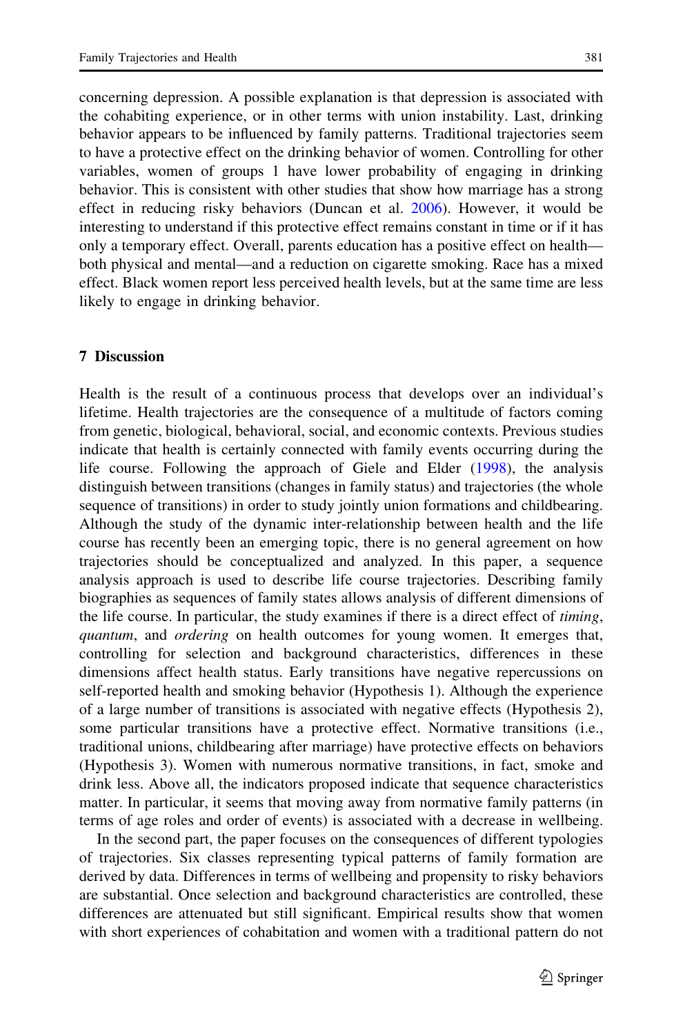concerning depression. A possible explanation is that depression is associated with the cohabiting experience, or in other terms with union instability. Last, drinking behavior appears to be influenced by family patterns. Traditional trajectories seem to have a protective effect on the drinking behavior of women. Controlling for other variables, women of groups 1 have lower probability of engaging in drinking behavior. This is consistent with other studies that show how marriage has a strong effect in reducing risky behaviors (Duncan et al. 2006). However, it would be interesting to understand if this protective effect remains constant in time or if it has only a temporary effect. Overall, parents education has a positive effect on health—both physical and mental—and a reduction on cigarette smoking. Race has a mixed effect. Black women report less perceived health levels, but at the same time are less likely to engage in drinking behavior.

## 7 Discussion

Health is the result of a continuous process that develops over an individual's lifetime. Health trajectories are the consequence of a multitude of factors coming from genetic, biological, behavioral, social, and economic contexts. Previous studies indicate that health is certainly connected with family events occurring during the life course. Following the approach of Giele and Elder (1998), the analysis distinguish between transitions (changes in family status) and trajectories (the whole sequence of transitions) in order to study jointly union formations and childbearing. Although the study of the dynamic inter-relationship between health and the life course has recently been an emerging topic, there is no general agreement on how trajectories should be conceptualized and analyzed. In this paper, a sequence analysis approach is used to describe life course trajectories. Describing family biographies as sequences of family states allows analysis of different dimensions of the life course. In particular, the study examines if there is a direct effect of *timing*, *quantum*, and *ordering* on health outcomes for young women. It emerges that, controlling for selection and background characteristics, differences in these dimensions affect health status. Early transitions have negative repercussions on self-reported health and smoking behavior (Hypothesis 1). Although the experience of a large number of transitions is associated with negative effects (Hypothesis 2), some particular transitions have a protective effect. Normative transitions (i.e., traditional unions, childbearing after marriage) have protective effects on behaviors (Hypothesis 3). Women with numerous normative transitions, in fact, smoke and drink less. Above all, the indicators proposed indicate that sequence characteristics matter. In particular, it seems that moving away from normative family patterns (in terms of age roles and order of events) is associated with a decrease in wellbeing.

In the second part, the paper focuses on the consequences of different typologies of trajectories. Six classes representing typical patterns of family formation are derived by data. Differences in terms of wellbeing and propensity to risky behaviors are substantial. Once selection and background characteristics are controlled, these differences are attenuated but still significant. Empirical results show that women with short experiences of cohabitation and women with a traditional pattern do not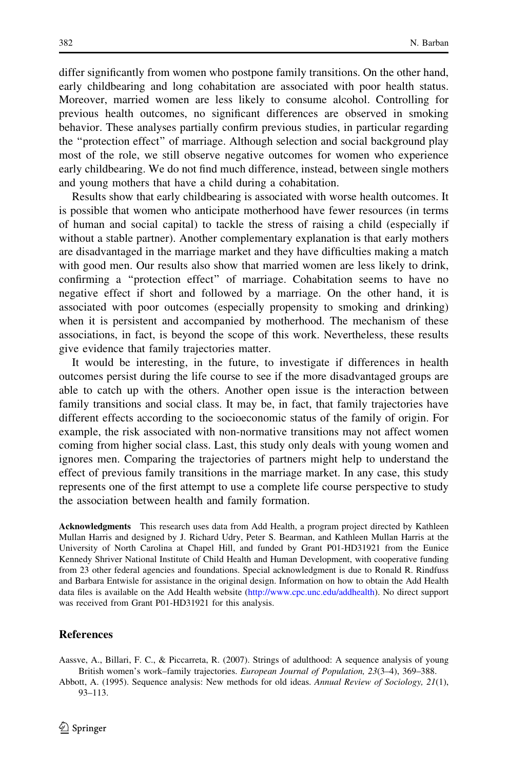differ significantly from women who postpone family transitions. On the other hand, early childbearing and long cohabitation are associated with poor health status. Moreover, married women are less likely to consume alcohol. Controlling for previous health outcomes, no significant differences are observed in smoking behavior. These analyses partially confirm previous studies, in particular regarding the "protection effect" of marriage. Although selection and social background play most of the role, we still observe negative outcomes for women who experience early childbearing. We do not find much difference, instead, between single mothers and young mothers that have a child during a cohabitation.

Results show that early childbearing is associated with worse health outcomes. It is possible that women who anticipate motherhood have fewer resources (in terms of human and social capital) to tackle the stress of raising a child (especially if without a stable partner). Another complementary explanation is that early mothers are disadvantaged in the marriage market and they have difficulties making a match with good men. Our results also show that married women are less likely to drink, confirming a "protection effect" of marriage. Cohabitation seems to have no negative effect if short and followed by a marriage. On the other hand, it is associated with poor outcomes (especially propensity to smoking and drinking) when it is persistent and accompanied by motherhood. The mechanism of these associations, in fact, is beyond the scope of this work. Nevertheless, these results give evidence that family trajectories matter.

It would be interesting, in the future, to investigate if differences in health outcomes persist during the life course to see if the more disadvantaged groups are able to catch up with the others. Another open issue is the interaction between family transitions and social class. It may be, in fact, that family trajectories have different effects according to the socioeconomic status of the family of origin. For example, the risk associated with non-normative transitions may not affect women coming from higher social class. Last, this study only deals with young women and ignores men. Comparing the trajectories of partners might help to understand the effect of previous family transitions in the marriage market. In any case, this study represents one of the first attempt to use a complete life course perspective to study the association between health and family formation.

**Acknowledgments** This research uses data from Add Health, a program project directed by Kathleen Mullan Harris and designed by J. Richard Udry, Peter S. Bearman, and Kathleen Mullan Harris at the University of North Carolina at Chapel Hill, and funded by Grant P01-HD31921 from the Eunice Kennedy Shriver National Institute of Child Health and Human Development, with cooperative funding from 23 other federal agencies and foundations. Special acknowledgment is due to Ronald R. Rindfuss and Barbara Entwisle for assistance in the original design. Information on how to obtain the Add Health data files is available on the Add Health website (http://www.cpc.unc.edu/addhealth). No direct support was received from Grant P01-HD31921 for this analysis.

## References

Aassve, A., Billari, F. C., & Piccarreta, R. (2007). Strings of adulthood: A sequence analysis of young British women's work–family trajectories. *European Journal of Population, 23*(3–4), 369–388.

Abbott, A. (1995). Sequence analysis: New methods for old ideas. *Annual Review of Sociology, 21*(1), 93–113.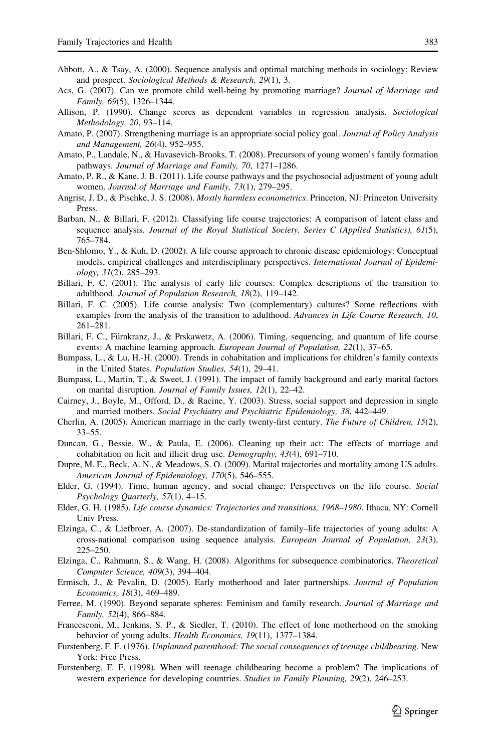Abbott, A., & Tsay, A. (2000). Sequence analysis and optimal matching methods in sociology: Review and prospect. *Sociological Methods & Research, 29*(1), 3.

Acs, G. (2007). Can we promote child well-being by promoting marriage? *Journal of Marriage and Family, 69*(5), 1326–1344.

Allison, P. (1990). Change scores as dependent variables in regression analysis. *Sociological Methodology, 20*, 93–114.

Amato, P. (2007). Strengthening marriage is an appropriate social policy goal. *Journal of Policy Analysis and Management, 26*(4), 952–955.

Amato, P., Landale, N., & Havasevich-Brooks, T. (2008). Precursors of young women's family formation pathways. *Journal of Marriage and Family, 70*, 1271–1286.

Amato, P. R., & Kane, J. B. (2011). Life course pathways and the psychosocial adjustment of young adult women. *Journal of Marriage and Family, 73*(1), 279–295.

Angrist, J. D., & Pischke, J. S. (2008). *Mostly harmless econometrics*. Princeton, NJ: Princeton University Press.

Barban, N., & Billari, F. (2012). Classifying life course trajectories: A comparison of latent class and sequence analysis. *Journal of the Royal Statistical Society. Series C (Applied Statistics), 61*(5), 765–784.

Ben-Shlomo, Y., & Kuh, D. (2002). A life course approach to chronic disease epidemiology: Conceptual models, empirical challenges and interdisciplinary perspectives. *International Journal of Epidemiology, 31*(2), 285–293.

Billari, F. C. (2001). The analysis of early life courses: Complex descriptions of the transition to adulthood. *Journal of Population Research, 18*(2), 119–142.

Billari, F. C. (2005). Life course analysis: Two (complementary) cultures? Some reflections with examples from the analysis of the transition to adulthood. *Advances in Life Course Research, 10*, 261–281.

Billari, F. C., Fürnkranz, J., & Prskawetz, A. (2006). Timing, sequencing, and quantum of life course events: A machine learning approach. *European Journal of Population, 22*(1), 37–65.

Bumpass, L., & Lu, H.-H. (2000). Trends in cohabitation and implications for children's family contexts in the United States. *Population Studies, 54*(1), 29–41.

Bumpass, L., Martin, T., & Sweet, J. (1991). The impact of family background and early marital factors on marital disruption. *Journal of Family Issues, 12*(1), 22–42.

Cairney, J., Boyle, M., Offord, D., & Racine, Y. (2003). Stress, social support and depression in single and married mothers. *Social Psychiatry and Psychiatric Epidemiology, 38*, 442–449.

Cherlin, A. (2005). American marriage in the early twenty-first century. *The Future of Children, 15*(2), 33–55.

Duncan, G., Bessie, W., & Paula, E. (2006). Cleaning up their act: The effects of marriage and cohabitation on licit and illicit drug use. *Demography, 43*(4), 691–710.

Dupre, M. E., Beck, A. N., & Meadows, S. O. (2009). Marital trajectories and mortality among US adults. *American Journal of Epidemiology, 170*(5), 546–555.

Elder, G. (1994). Time, human agency, and social change: Perspectives on the life course. *Social Psychology Quarterly, 57*(1), 4–15.

Elder, G. H. (1985). *Life course dynamics: Trajectories and transitions, 1968–1980*. Ithaca, NY: Cornell Univ Press.

Elzinga, C., & Liefbroer, A. (2007). De-standardization of family–life trajectories of young adults: A cross-national comparison using sequence analysis. *European Journal of Population, 23*(3), 225–250.

Elzinga, C., Rahmann, S., & Wang, H. (2008). Algorithms for subsequence combinatorics. *Theoretical Computer Science, 409*(3), 394–404.

Ermisch, J., & Pevalin, D. (2005). Early motherhood and later partnerships. *Journal of Population Economics, 18*(3), 469–489.

Ferree, M. (1990). Beyond separate spheres: Feminism and family research. *Journal of Marriage and Family, 52*(4), 866–884.

Francesconi, M., Jenkins, S. P., & Siedler, T. (2010). The effect of lone motherhood on the smoking behavior of young adults. *Health Economics, 19*(11), 1377–1384.

Furstenberg, F. F. (1976). *Unplanned parenthood: The social consequences of teenage childbearing*. New York: Free Press.

Furstenberg, F. F. (1998). When will teenage childbearing become a problem? The implications of western experience for developing countries. *Studies in Family Planning, 29*(2), 246–253.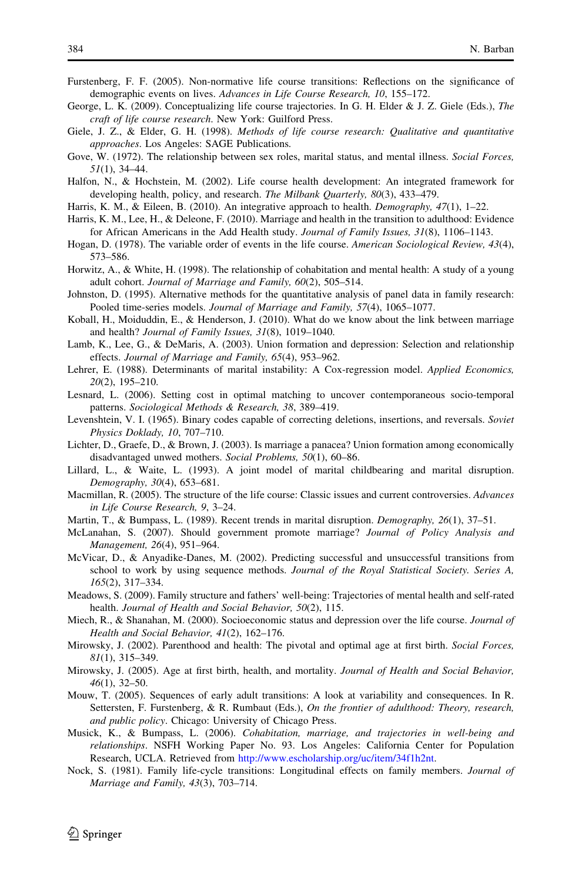Furstenberg, F. F. (2005). Non-normative life course transitions: Reflections on the significance of demographic events on lives. *Advances in Life Course Research, 10*, 155–172.

George, L. K. (2009). Conceptualizing life course trajectories. In G. H. Elder & J. Z. Giele (Eds.), *The craft of life course research*. New York: Guilford Press.

Giele, J. Z., & Elder, G. H. (1998). *Methods of life course research: Qualitative and quantitative approaches*. Los Angeles: SAGE Publications.

Gove, W. (1972). The relationship between sex roles, marital status, and mental illness. *Social Forces, 51*(1), 34–44.

Halfon, N., & Hochstein, M. (2002). Life course health development: An integrated framework for developing health, policy, and research. *The Milbank Quarterly, 80*(3), 433–479.

Harris, K. M., & Eileen, B. (2010). An integrative approach to health. *Demography, 47*(1), 1–22.

Harris, K. M., Lee, H., & Deleone, F. (2010). Marriage and health in the transition to adulthood: Evidence for African Americans in the Add Health study. *Journal of Family Issues, 31*(8), 1106–1143.

Hogan, D. (1978). The variable order of events in the life course. *American Sociological Review, 43*(4), 573–586.

Horwitz, A., & White, H. (1998). The relationship of cohabitation and mental health: A study of a young adult cohort. *Journal of Marriage and Family, 60*(2), 505–514.

Johnston, D. (1995). Alternative methods for the quantitative analysis of panel data in family research: Pooled time-series models. *Journal of Marriage and Family, 57*(4), 1065–1077.

Koball, H., Moiduddin, E., & Henderson, J. (2010). What do we know about the link between marriage and health? *Journal of Family Issues, 31*(8), 1019–1040.

Lamb, K., Lee, G., & DeMaris, A. (2003). Union formation and depression: Selection and relationship effects. *Journal of Marriage and Family, 65*(4), 953–962.

Lehrer, E. (1988). Determinants of marital instability: A Cox-regression model. *Applied Economics, 20*(2), 195–210.

Lesnard, L. (2006). Setting cost in optimal matching to uncover contemporaneous socio-temporal patterns. *Sociological Methods & Research, 38*, 389–419.

Levenshtein, V. I. (1965). Binary codes capable of correcting deletions, insertions, and reversals. *Soviet Physics Doklady, 10*, 707–710.

Lichter, D., Graefe, D., & Brown, J. (2003). Is marriage a panacea? Union formation among economically disadvantaged unwed mothers. *Social Problems, 50*(1), 60–86.

Lillard, L., & Waite, L. (1993). A joint model of marital childbearing and marital disruption. *Demography, 30*(4), 653–681.

Macmillan, R. (2005). The structure of the life course: Classic issues and current controversies. *Advances in Life Course Research, 9*, 3–24.

Martin, T., & Bumpass, L. (1989). Recent trends in marital disruption. *Demography, 26*(1), 37–51.

McLanahan, S. (2007). Should government promote marriage? *Journal of Policy Analysis and Management, 26*(4), 951–964.

McVicar, D., & Anyadike-Danes, M. (2002). Predicting successful and unsuccessful transitions from school to work by using sequence methods. *Journal of the Royal Statistical Society. Series A, 165*(2), 317–334.

Meadows, S. (2009). Family structure and fathers' well-being: Trajectories of mental health and self-rated health. *Journal of Health and Social Behavior, 50*(2), 115.

Miech, R., & Shanahan, M. (2000). Socioeconomic status and depression over the life course. *Journal of Health and Social Behavior, 41*(2), 162–176.

Mirowsky, J. (2002). Parenthood and health: The pivotal and optimal age at first birth. *Social Forces, 81*(1), 315–349.

Mirowsky, J. (2005). Age at first birth, health, and mortality. *Journal of Health and Social Behavior, 46*(1), 32–50.

Mouw, T. (2005). Sequences of early adult transitions: A look at variability and consequences. In R. Settersten, F. Furstenberg, & R. Rumbaut (Eds.), *On the frontier of adulthood: Theory, research, and public policy*. Chicago: University of Chicago Press.

Musick, K., & Bumpass, L. (2006). *Cohabitation, marriage, and trajectories in well-being and relationships*. NSFH Working Paper No. 93. Los Angeles: California Center for Population Research, UCLA. Retrieved from http://www.escholarship.org/uc/item/34f1h2nt.

Nock, S. (1981). Family life-cycle transitions: Longitudinal effects on family members. *Journal of Marriage and Family, 43*(3), 703–714.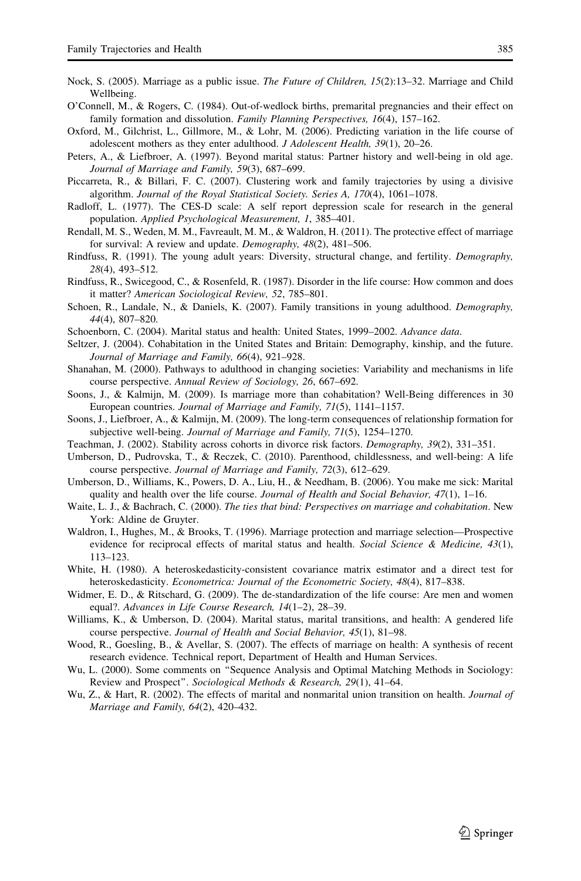Nock, S. (2005). Marriage as a public issue. *The Future of Children, 15*(2):13–32. Marriage and Child Wellbeing.

O'Connell, M., & Rogers, C. (1984). Out-of-wedlock births, premarital pregnancies and their effect on family formation and dissolution. *Family Planning Perspectives, 16*(4), 157–162.

Oxford, M., Gilchrist, L., Gillmore, M., & Lohr, M. (2006). Predicting variation in the life course of adolescent mothers as they enter adulthood. *J Adolescent Health, 39*(1), 20–26.

Peters, A., & Liefbroer, A. (1997). Beyond marital status: Partner history and well-being in old age. *Journal of Marriage and Family, 59*(3), 687–699.

Piccarreta, R., & Billari, F. C. (2007). Clustering work and family trajectories by using a divisive algorithm. *Journal of the Royal Statistical Society. Series A, 170*(4), 1061–1078.

Radloff, L. (1977). The CES-D scale: A self report depression scale for research in the general population. *Applied Psychological Measurement, 1*, 385–401.

Rendall, M. S., Weden, M. M., Favreault, M. M., & Waldron, H. (2011). The protective effect of marriage for survival: A review and update. *Demography, 48*(2), 481–506.

Rindfuss, R. (1991). The young adult years: Diversity, structural change, and fertility. *Demography, 28*(4), 493–512.

Rindfuss, R., Swicegood, C., & Rosenfeld, R. (1987). Disorder in the life course: How common and does it matter? *American Sociological Review, 52*, 785–801.

Schoen, R., Landale, N., & Daniels, K. (2007). Family transitions in young adulthood. *Demography, 44*(4), 807–820.

Schoenborn, C. (2004). Marital status and health: United States, 1999–2002. *Advance data*.

Seltzer, J. (2004). Cohabitation in the United States and Britain: Demography, kinship, and the future. *Journal of Marriage and Family, 66*(4), 921–928.

Shanahan, M. (2000). Pathways to adulthood in changing societies: Variability and mechanisms in life course perspective. *Annual Review of Sociology, 26*, 667–692.

Soons, J., & Kalmijn, M. (2009). Is marriage more than cohabitation? Well-Being differences in 30 European countries. *Journal of Marriage and Family, 71*(5), 1141–1157.

Soons, J., Liefbroer, A., & Kalmijn, M. (2009). The long-term consequences of relationship formation for subjective well-being. *Journal of Marriage and Family, 71*(5), 1254–1270.

Teachman, J. (2002). Stability across cohorts in divorce risk factors. *Demography, 39*(2), 331–351.

Umberson, D., Pudrovska, T., & Reczek, C. (2010). Parenthood, childlessness, and well-being: A life course perspective. *Journal of Marriage and Family, 72*(3), 612–629.

Umberson, D., Williams, K., Powers, D. A., Liu, H., & Needham, B. (2006). You make me sick: Marital quality and health over the life course. *Journal of Health and Social Behavior, 47*(1), 1–16.

Waite, L. J., & Bachrach, C. (2000). *The ties that bind: Perspectives on marriage and cohabitation*. New York: Aldine de Gruyter.

Waldron, I., Hughes, M., & Brooks, T. (1996). Marriage protection and marriage selection—Prospective evidence for reciprocal effects of marital status and health. *Social Science & Medicine, 43*(1), 113–123.

White, H. (1980). A heteroskedasticity-consistent covariance matrix estimator and a direct test for heteroskedasticity. *Econometrica: Journal of the Econometric Society, 48*(4), 817–838.

Widmer, E. D., & Ritschard, G. (2009). The de-standardization of the life course: Are men and women equal?. *Advances in Life Course Research, 14*(1–2), 28–39.

Williams, K., & Umberson, D. (2004). Marital status, marital transitions, and health: A gendered life course perspective. *Journal of Health and Social Behavior, 45*(1), 81–98.

Wood, R., Goesling, B., & Avellar, S. (2007). The effects of marriage on health: A synthesis of recent research evidence. Technical report, Department of Health and Human Services.

Wu, L. (2000). Some comments on "Sequence Analysis and Optimal Matching Methods in Sociology: Review and Prospect". *Sociological Methods & Research, 29*(1), 41–64.

Wu, Z., & Hart, R. (2002). The effects of marital and nonmarital union transition on health. *Journal of Marriage and Family, 64*(2), 420–432.